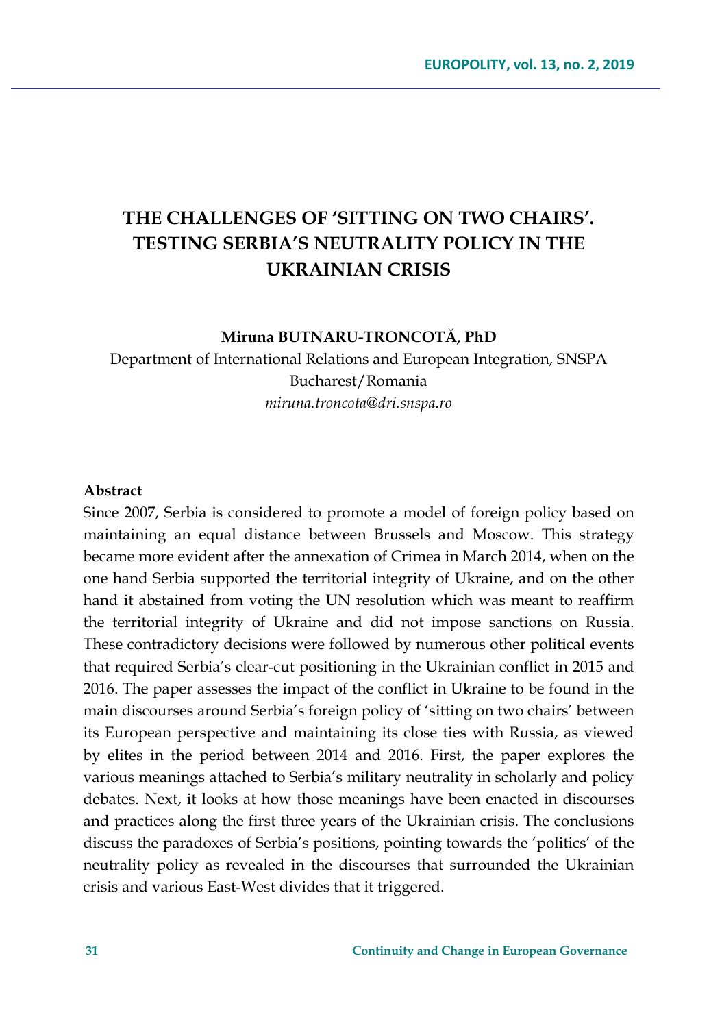# THE CHALLENGES OF 'SITTING ON TWO CHAIRS'. TESTING SERBIA'S NEUTRALITY POLICY IN THE UKRAINIAN CRISIS

**Miruna BUTNARU-TRONCOTĂ, PhD**

Department of International Relations and European Integration, SNSPA
Bucharest/Romania
*miruna.troncota@dri.snspa.ro*

**Abstract**

Since 2007, Serbia is considered to promote a model of foreign policy based on maintaining an equal distance between Brussels and Moscow. This strategy became more evident after the annexation of Crimea in March 2014, when on the one hand Serbia supported the territorial integrity of Ukraine, and on the other hand it abstained from voting the UN resolution which was meant to reaffirm the territorial integrity of Ukraine and did not impose sanctions on Russia. These contradictory decisions were followed by numerous other political events that required Serbia's clear-cut positioning in the Ukrainian conflict in 2015 and 2016. The paper assesses the impact of the conflict in Ukraine to be found in the main discourses around Serbia's foreign policy of 'sitting on two chairs' between its European perspective and maintaining its close ties with Russia, as viewed by elites in the period between 2014 and 2016. First, the paper explores the various meanings attached to Serbia's military neutrality in scholarly and policy debates. Next, it looks at how those meanings have been enacted in discourses and practices along the first three years of the Ukrainian crisis. The conclusions discuss the paradoxes of Serbia's positions, pointing towards the 'politics' of the neutrality policy as revealed in the discourses that surrounded the Ukrainian crisis and various East-West divides that it triggered.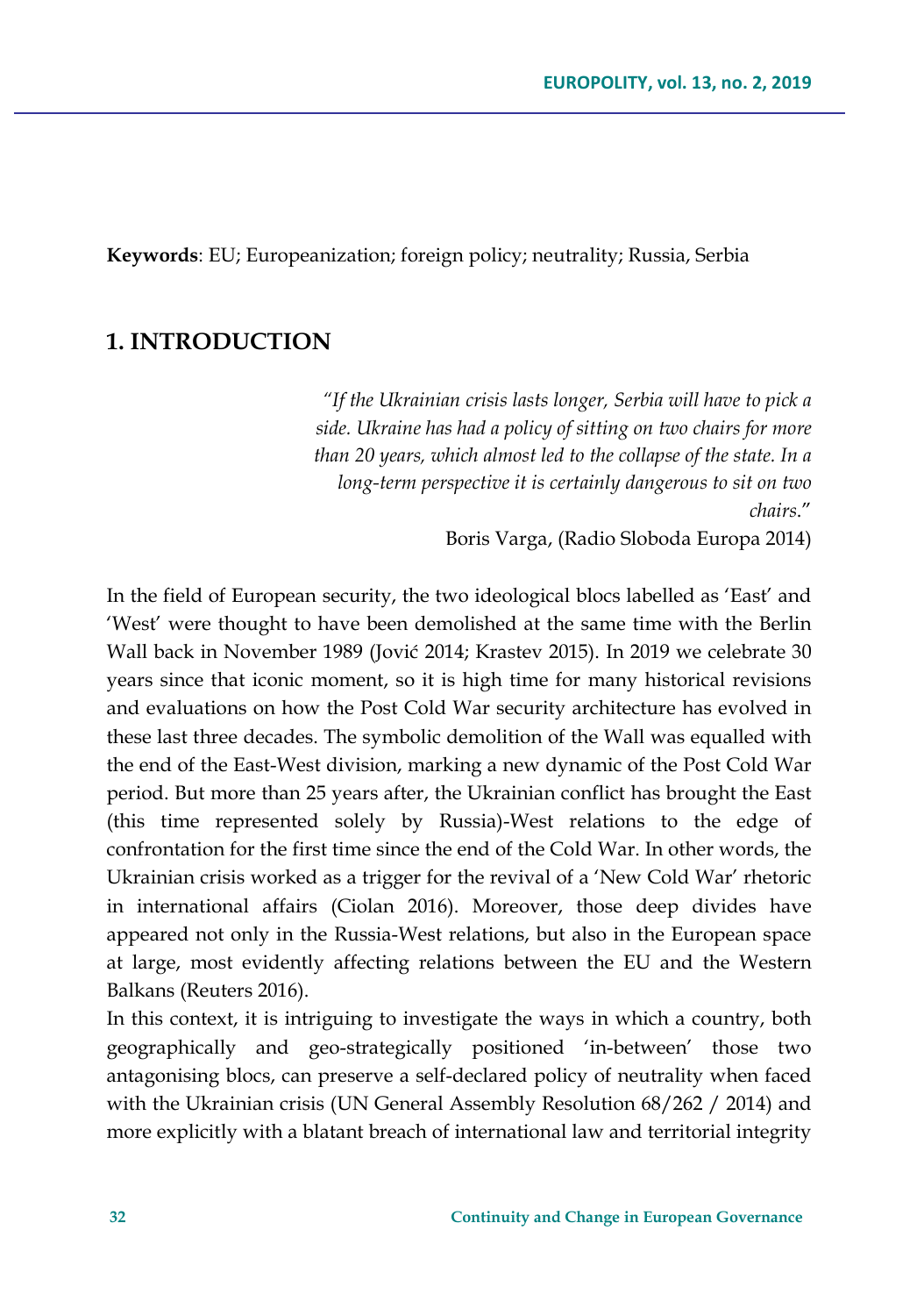**Keywords**: EU; Europeanization; foreign policy; neutrality; Russia, Serbia

## 1. INTRODUCTION

> *"If the Ukrainian crisis lasts longer, Serbia will have to pick a side. Ukraine has had a policy of sitting on two chairs for more than 20 years, which almost led to the collapse of the state. In a long-term perspective it is certainly dangerous to sit on two chairs."*
>
> Boris Varga, (Radio Sloboda Europa 2014)

In the field of European security, the two ideological blocs labelled as 'East' and 'West' were thought to have been demolished at the same time with the Berlin Wall back in November 1989 (Jović 2014; Krastev 2015). In 2019 we celebrate 30 years since that iconic moment, so it is high time for many historical revisions and evaluations on how the Post Cold War security architecture has evolved in these last three decades. The symbolic demolition of the Wall was equalled with the end of the East-West division, marking a new dynamic of the Post Cold War period. But more than 25 years after, the Ukrainian conflict has brought the East (this time represented solely by Russia)-West relations to the edge of confrontation for the first time since the end of the Cold War. In other words, the Ukrainian crisis worked as a trigger for the revival of a 'New Cold War' rhetoric in international affairs (Ciolan 2016). Moreover, those deep divides have appeared not only in the Russia-West relations, but also in the European space at large, most evidently affecting relations between the EU and the Western Balkans (Reuters 2016).

In this context, it is intriguing to investigate the ways in which a country, both geographically and geo-strategically positioned 'in-between' those two antagonising blocs, can preserve a self-declared policy of neutrality when faced with the Ukrainian crisis (UN General Assembly Resolution 68/262 / 2014) and more explicitly with a blatant breach of international law and territorial integrity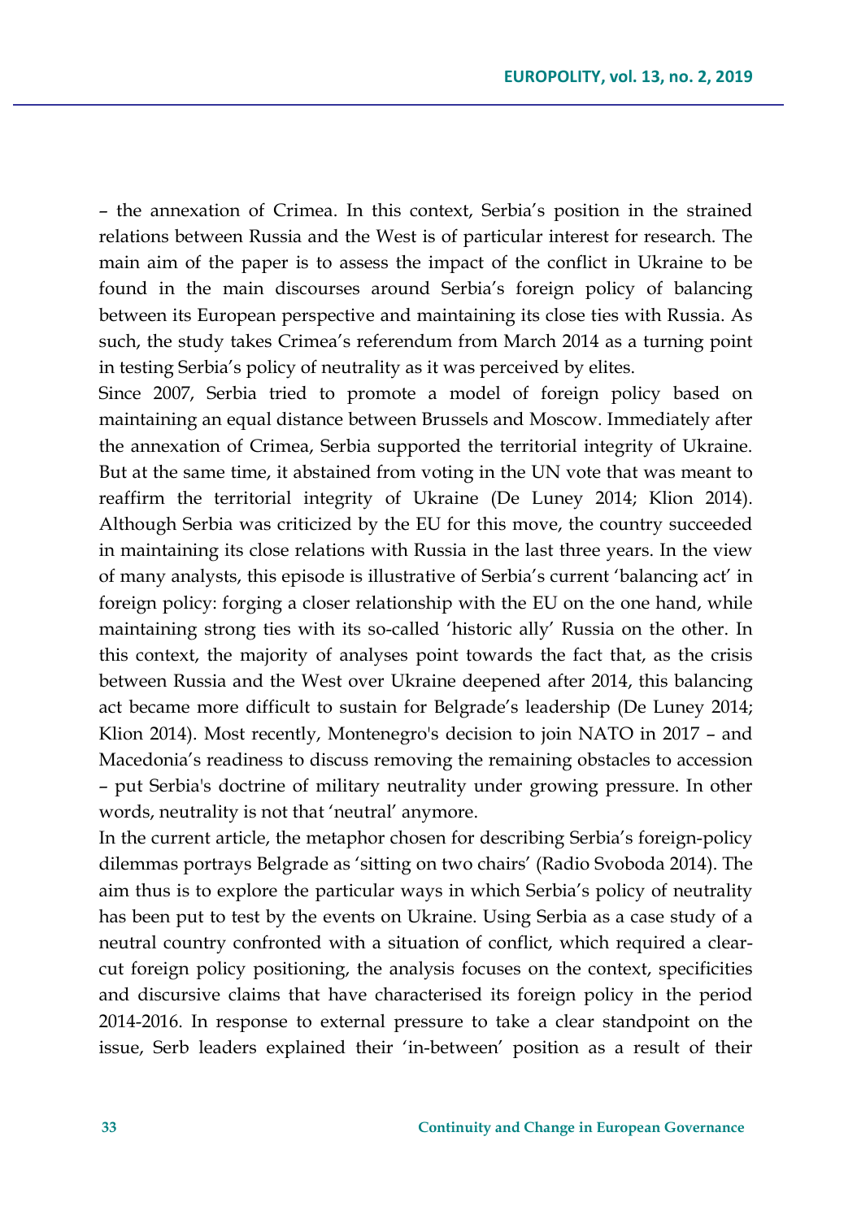– the annexation of Crimea. In this context, Serbia's position in the strained relations between Russia and the West is of particular interest for research. The main aim of the paper is to assess the impact of the conflict in Ukraine to be found in the main discourses around Serbia's foreign policy of balancing between its European perspective and maintaining its close ties with Russia. As such, the study takes Crimea's referendum from March 2014 as a turning point in testing Serbia's policy of neutrality as it was perceived by elites.

Since 2007, Serbia tried to promote a model of foreign policy based on maintaining an equal distance between Brussels and Moscow. Immediately after the annexation of Crimea, Serbia supported the territorial integrity of Ukraine. But at the same time, it abstained from voting in the UN vote that was meant to reaffirm the territorial integrity of Ukraine (De Luney 2014; Klion 2014). Although Serbia was criticized by the EU for this move, the country succeeded in maintaining its close relations with Russia in the last three years. In the view of many analysts, this episode is illustrative of Serbia's current 'balancing act' in foreign policy: forging a closer relationship with the EU on the one hand, while maintaining strong ties with its so-called 'historic ally' Russia on the other. In this context, the majority of analyses point towards the fact that, as the crisis between Russia and the West over Ukraine deepened after 2014, this balancing act became more difficult to sustain for Belgrade's leadership (De Luney 2014; Klion 2014). Most recently, Montenegro's decision to join NATO in 2017 – and Macedonia's readiness to discuss removing the remaining obstacles to accession – put Serbia's doctrine of military neutrality under growing pressure. In other words, neutrality is not that 'neutral' anymore.

In the current article, the metaphor chosen for describing Serbia's foreign-policy dilemmas portrays Belgrade as 'sitting on two chairs' (Radio Svoboda 2014). The aim thus is to explore the particular ways in which Serbia's policy of neutrality has been put to test by the events on Ukraine. Using Serbia as a case study of a neutral country confronted with a situation of conflict, which required a clear-cut foreign policy positioning, the analysis focuses on the context, specificities and discursive claims that have characterised its foreign policy in the period 2014-2016. In response to external pressure to take a clear standpoint on the issue, Serb leaders explained their 'in-between' position as a result of their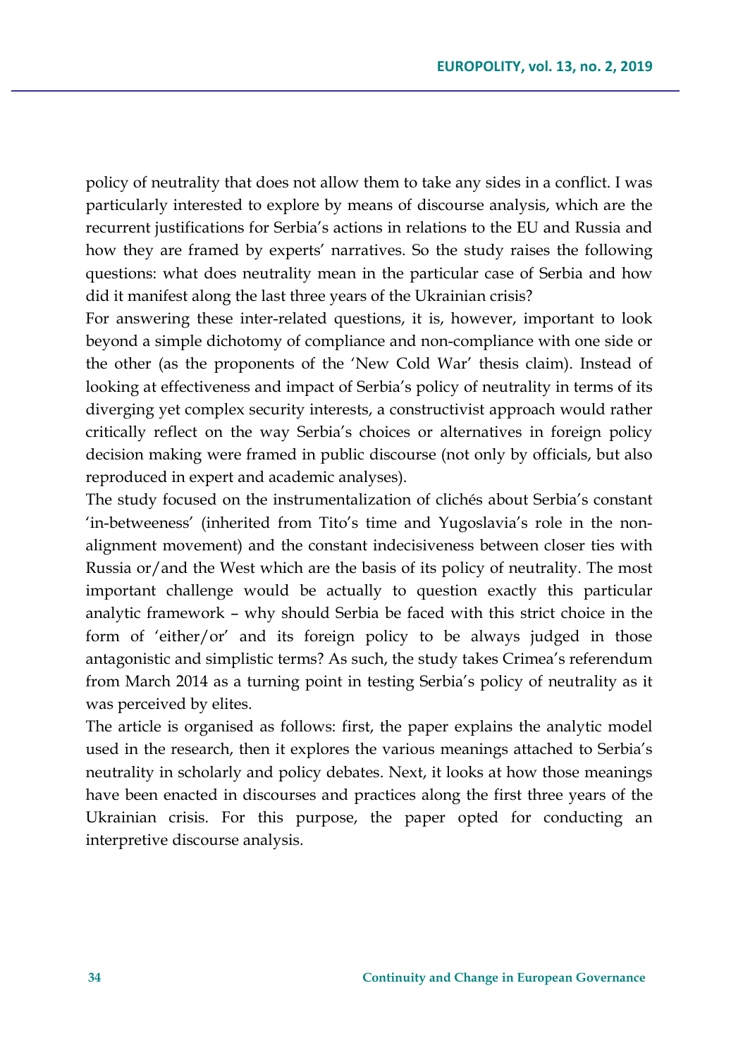policy of neutrality that does not allow them to take any sides in a conflict. I was particularly interested to explore by means of discourse analysis, which are the recurrent justifications for Serbia's actions in relations to the EU and Russia and how they are framed by experts' narratives. So the study raises the following questions: what does neutrality mean in the particular case of Serbia and how did it manifest along the last three years of the Ukrainian crisis?

For answering these inter-related questions, it is, however, important to look beyond a simple dichotomy of compliance and non-compliance with one side or the other (as the proponents of the 'New Cold War' thesis claim). Instead of looking at effectiveness and impact of Serbia's policy of neutrality in terms of its diverging yet complex security interests, a constructivist approach would rather critically reflect on the way Serbia's choices or alternatives in foreign policy decision making were framed in public discourse (not only by officials, but also reproduced in expert and academic analyses).

The study focused on the instrumentalization of clichés about Serbia's constant 'in-betweeness' (inherited from Tito's time and Yugoslavia's role in the non-alignment movement) and the constant indecisiveness between closer ties with Russia or/and the West which are the basis of its policy of neutrality. The most important challenge would be actually to question exactly this particular analytic framework – why should Serbia be faced with this strict choice in the form of 'either/or' and its foreign policy to be always judged in those antagonistic and simplistic terms? As such, the study takes Crimea's referendum from March 2014 as a turning point in testing Serbia's policy of neutrality as it was perceived by elites.

The article is organised as follows: first, the paper explains the analytic model used in the research, then it explores the various meanings attached to Serbia's neutrality in scholarly and policy debates. Next, it looks at how those meanings have been enacted in discourses and practices along the first three years of the Ukrainian crisis. For this purpose, the paper opted for conducting an interpretive discourse analysis.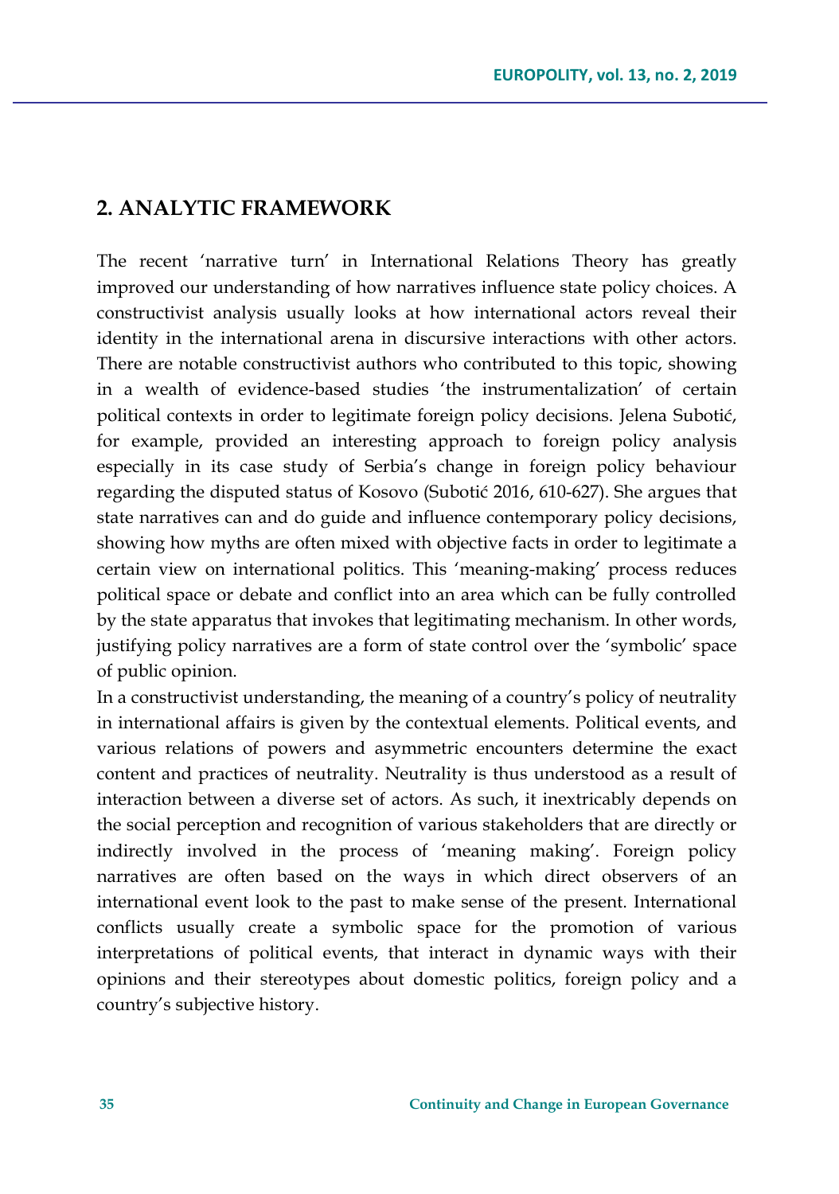## 2. ANALYTIC FRAMEWORK

The recent 'narrative turn' in International Relations Theory has greatly improved our understanding of how narratives influence state policy choices. A constructivist analysis usually looks at how international actors reveal their identity in the international arena in discursive interactions with other actors. There are notable constructivist authors who contributed to this topic, showing in a wealth of evidence-based studies 'the instrumentalization' of certain political contexts in order to legitimate foreign policy decisions. Jelena Subotić, for example, provided an interesting approach to foreign policy analysis especially in its case study of Serbia's change in foreign policy behaviour regarding the disputed status of Kosovo (Subotić 2016, 610-627). She argues that state narratives can and do guide and influence contemporary policy decisions, showing how myths are often mixed with objective facts in order to legitimate a certain view on international politics. This 'meaning-making' process reduces political space or debate and conflict into an area which can be fully controlled by the state apparatus that invokes that legitimating mechanism. In other words, justifying policy narratives are a form of state control over the 'symbolic' space of public opinion.

In a constructivist understanding, the meaning of a country's policy of neutrality in international affairs is given by the contextual elements. Political events, and various relations of powers and asymmetric encounters determine the exact content and practices of neutrality. Neutrality is thus understood as a result of interaction between a diverse set of actors. As such, it inextricably depends on the social perception and recognition of various stakeholders that are directly or indirectly involved in the process of 'meaning making'. Foreign policy narratives are often based on the ways in which direct observers of an international event look to the past to make sense of the present. International conflicts usually create a symbolic space for the promotion of various interpretations of political events, that interact in dynamic ways with their opinions and their stereotypes about domestic politics, foreign policy and a country's subjective history.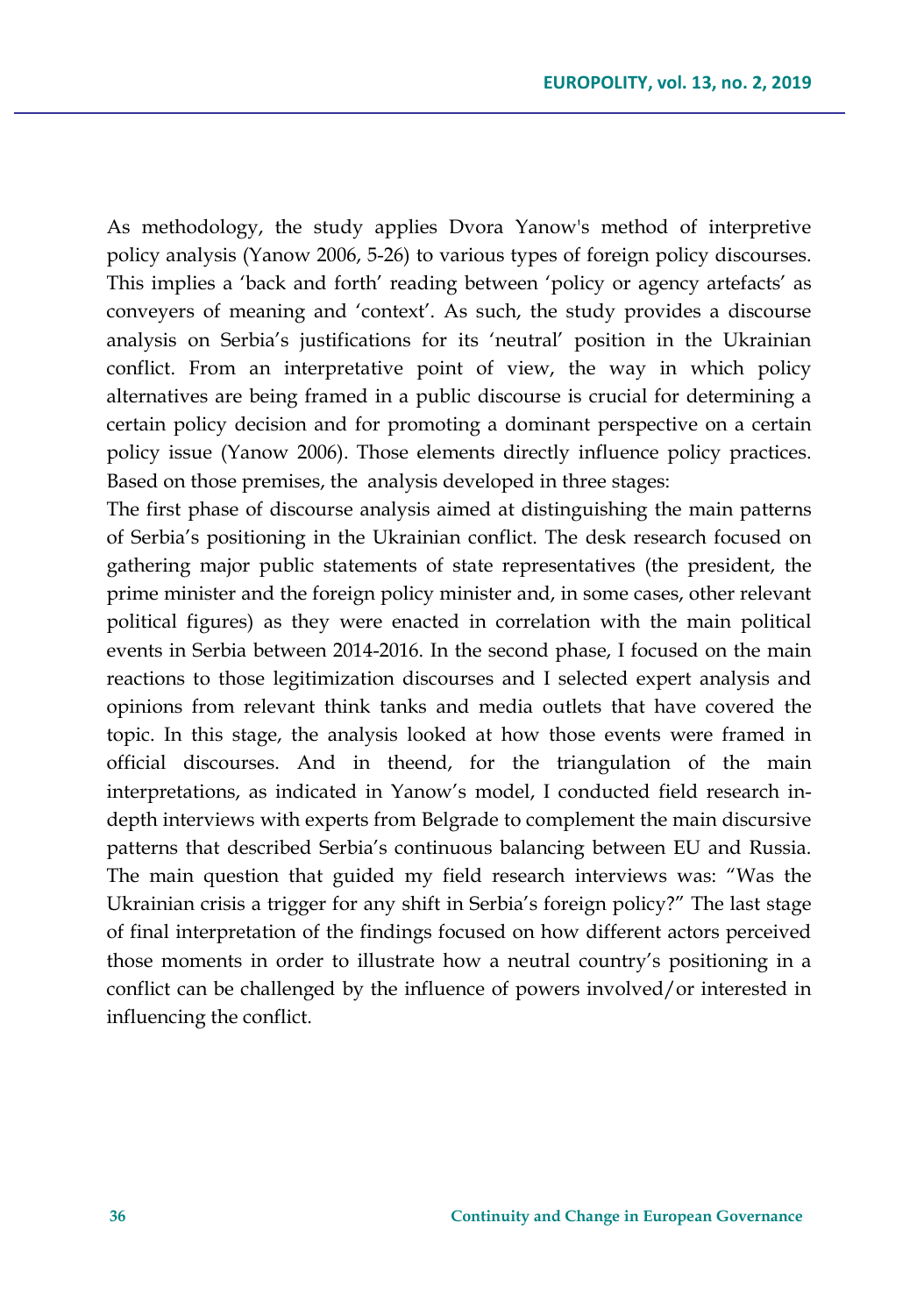As methodology, the study applies Dvora Yanow's method of interpretive policy analysis (Yanow 2006, 5-26) to various types of foreign policy discourses. This implies a 'back and forth' reading between 'policy or agency artefacts' as conveyers of meaning and 'context'. As such, the study provides a discourse analysis on Serbia's justifications for its 'neutral' position in the Ukrainian conflict. From an interpretative point of view, the way in which policy alternatives are being framed in a public discourse is crucial for determining a certain policy decision and for promoting a dominant perspective on a certain policy issue (Yanow 2006). Those elements directly influence policy practices. Based on those premises, the analysis developed in three stages:

The first phase of discourse analysis aimed at distinguishing the main patterns of Serbia's positioning in the Ukrainian conflict. The desk research focused on gathering major public statements of state representatives (the president, the prime minister and the foreign policy minister and, in some cases, other relevant political figures) as they were enacted in correlation with the main political events in Serbia between 2014-2016. In the second phase, I focused on the main reactions to those legitimization discourses and I selected expert analysis and opinions from relevant think tanks and media outlets that have covered the topic. In this stage, the analysis looked at how those events were framed in official discourses. And in theend, for the triangulation of the main interpretations, as indicated in Yanow's model, I conducted field research in-depth interviews with experts from Belgrade to complement the main discursive patterns that described Serbia's continuous balancing between EU and Russia. The main question that guided my field research interviews was: "Was the Ukrainian crisis a trigger for any shift in Serbia's foreign policy?" The last stage of final interpretation of the findings focused on how different actors perceived those moments in order to illustrate how a neutral country's positioning in a conflict can be challenged by the influence of powers involved/or interested in influencing the conflict.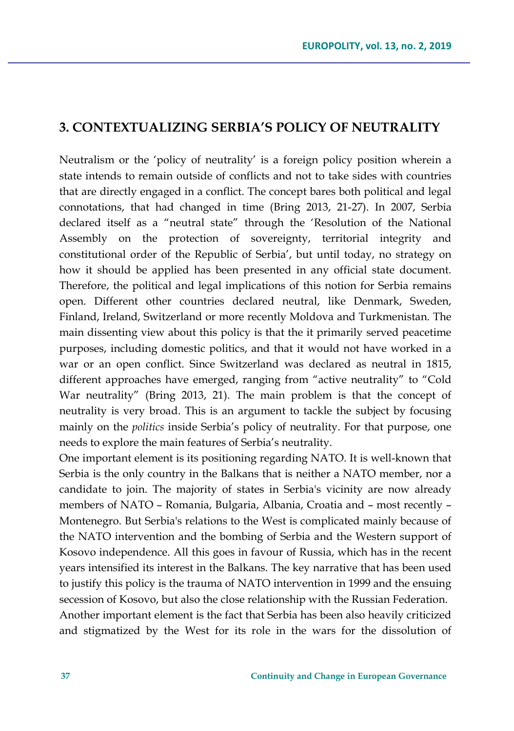## 3. CONTEXTUALIZING SERBIA'S POLICY OF NEUTRALITY

Neutralism or the 'policy of neutrality' is a foreign policy position wherein a state intends to remain outside of conflicts and not to take sides with countries that are directly engaged in a conflict. The concept bares both political and legal connotations, that had changed in time (Bring 2013, 21-27). In 2007, Serbia declared itself as a "neutral state" through the 'Resolution of the National Assembly on the protection of sovereignty, territorial integrity and constitutional order of the Republic of Serbia', but until today, no strategy on how it should be applied has been presented in any official state document. Therefore, the political and legal implications of this notion for Serbia remains open. Different other countries declared neutral, like Denmark, Sweden, Finland, Ireland, Switzerland or more recently Moldova and Turkmenistan. The main dissenting view about this policy is that the it primarily served peacetime purposes, including domestic politics, and that it would not have worked in a war or an open conflict. Since Switzerland was declared as neutral in 1815, different approaches have emerged, ranging from "active neutrality" to "Cold War neutrality" (Bring 2013, 21). The main problem is that the concept of neutrality is very broad. This is an argument to tackle the subject by focusing mainly on the *politics* inside Serbia's policy of neutrality. For that purpose, one needs to explore the main features of Serbia's neutrality.

One important element is its positioning regarding NATO. It is well-known that Serbia is the only country in the Balkans that is neither a NATO member, nor a candidate to join. The majority of states in Serbia's vicinity are now already members of NATO – Romania, Bulgaria, Albania, Croatia and – most recently – Montenegro. But Serbia's relations to the West is complicated mainly because of the NATO intervention and the bombing of Serbia and the Western support of Kosovo independence. All this goes in favour of Russia, which has in the recent years intensified its interest in the Balkans. The key narrative that has been used to justify this policy is the trauma of NATO intervention in 1999 and the ensuing secession of Kosovo, but also the close relationship with the Russian Federation.

Another important element is the fact that Serbia has been also heavily criticized and stigmatized by the West for its role in the wars for the dissolution of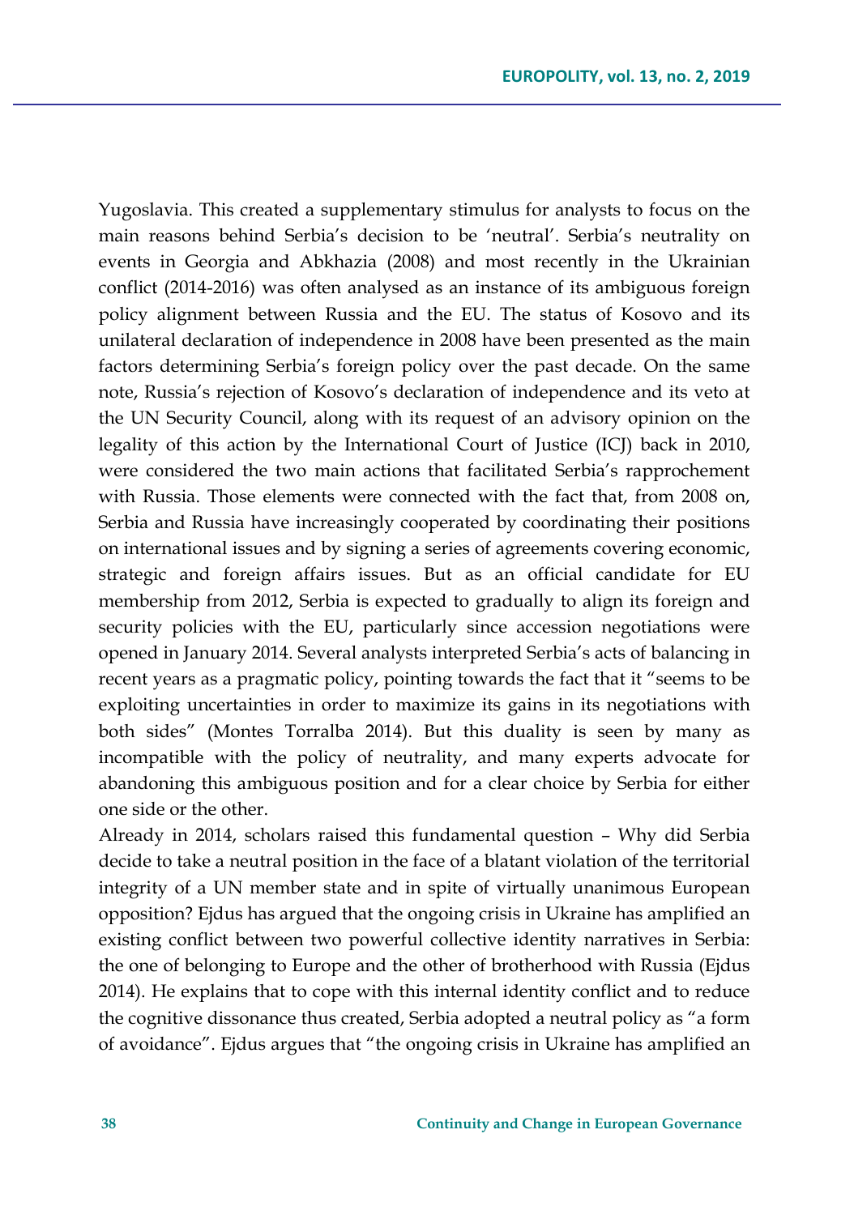Yugoslavia. This created a supplementary stimulus for analysts to focus on the main reasons behind Serbia's decision to be 'neutral'. Serbia's neutrality on events in Georgia and Abkhazia (2008) and most recently in the Ukrainian conflict (2014-2016) was often analysed as an instance of its ambiguous foreign policy alignment between Russia and the EU. The status of Kosovo and its unilateral declaration of independence in 2008 have been presented as the main factors determining Serbia's foreign policy over the past decade. On the same note, Russia's rejection of Kosovo's declaration of independence and its veto at the UN Security Council, along with its request of an advisory opinion on the legality of this action by the International Court of Justice (ICJ) back in 2010, were considered the two main actions that facilitated Serbia's rapprochement with Russia. Those elements were connected with the fact that, from 2008 on, Serbia and Russia have increasingly cooperated by coordinating their positions on international issues and by signing a series of agreements covering economic, strategic and foreign affairs issues. But as an official candidate for EU membership from 2012, Serbia is expected to gradually to align its foreign and security policies with the EU, particularly since accession negotiations were opened in January 2014. Several analysts interpreted Serbia's acts of balancing in recent years as a pragmatic policy, pointing towards the fact that it "seems to be exploiting uncertainties in order to maximize its gains in its negotiations with both sides" (Montes Torralba 2014). But this duality is seen by many as incompatible with the policy of neutrality, and many experts advocate for abandoning this ambiguous position and for a clear choice by Serbia for either one side or the other.

Already in 2014, scholars raised this fundamental question – Why did Serbia decide to take a neutral position in the face of a blatant violation of the territorial integrity of a UN member state and in spite of virtually unanimous European opposition? Ejdus has argued that the ongoing crisis in Ukraine has amplified an existing conflict between two powerful collective identity narratives in Serbia: the one of belonging to Europe and the other of brotherhood with Russia (Ejdus 2014). He explains that to cope with this internal identity conflict and to reduce the cognitive dissonance thus created, Serbia adopted a neutral policy as "a form of avoidance". Ejdus argues that "the ongoing crisis in Ukraine has amplified an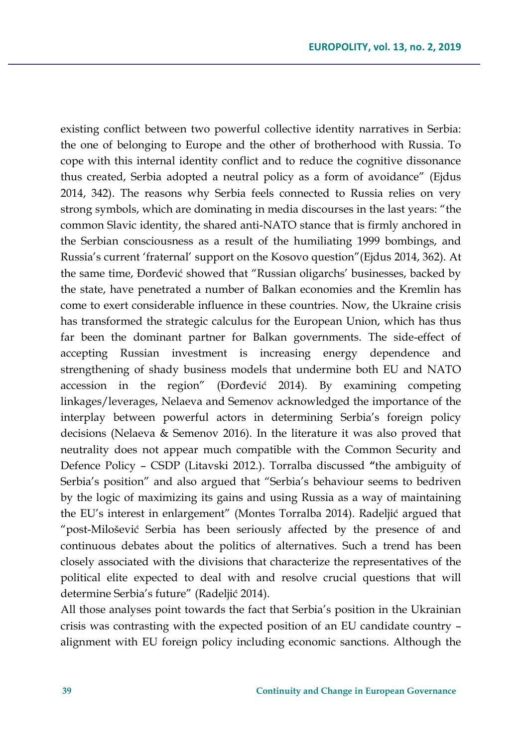existing conflict between two powerful collective identity narratives in Serbia: the one of belonging to Europe and the other of brotherhood with Russia. To cope with this internal identity conflict and to reduce the cognitive dissonance thus created, Serbia adopted a neutral policy as a form of avoidance" (Ejdus 2014, 342). The reasons why Serbia feels connected to Russia relies on very strong symbols, which are dominating in media discourses in the last years: "the common Slavic identity, the shared anti-NATO stance that is firmly anchored in the Serbian consciousness as a result of the humiliating 1999 bombings, and Russia's current 'fraternal' support on the Kosovo question"(Ejdus 2014, 362). At the same time, Đorđević showed that "Russian oligarchs' businesses, backed by the state, have penetrated a number of Balkan economies and the Kremlin has come to exert considerable influence in these countries. Now, the Ukraine crisis has transformed the strategic calculus for the European Union, which has thus far been the dominant partner for Balkan governments. The side-effect of accepting Russian investment is increasing energy dependence and strengthening of shady business models that undermine both EU and NATO accession in the region" (Đorđević 2014). By examining competing linkages/leverages, Nelaeva and Semenov acknowledged the importance of the interplay between powerful actors in determining Serbia's foreign policy decisions (Nelaeva & Semenov 2016). In the literature it was also proved that neutrality does not appear much compatible with the Common Security and Defence Policy – CSDP (Litavski 2012.). Torralba discussed **"**the ambiguity of Serbia's position" and also argued that "Serbia's behaviour seems to bedriven by the logic of maximizing its gains and using Russia as a way of maintaining the EU's interest in enlargement" (Montes Torralba 2014). Radeljić argued that "post-Milošević Serbia has been seriously affected by the presence of and continuous debates about the politics of alternatives. Such a trend has been closely associated with the divisions that characterize the representatives of the political elite expected to deal with and resolve crucial questions that will determine Serbia's future" (Radeljić 2014).

All those analyses point towards the fact that Serbia's position in the Ukrainian crisis was contrasting with the expected position of an EU candidate country – alignment with EU foreign policy including economic sanctions. Although the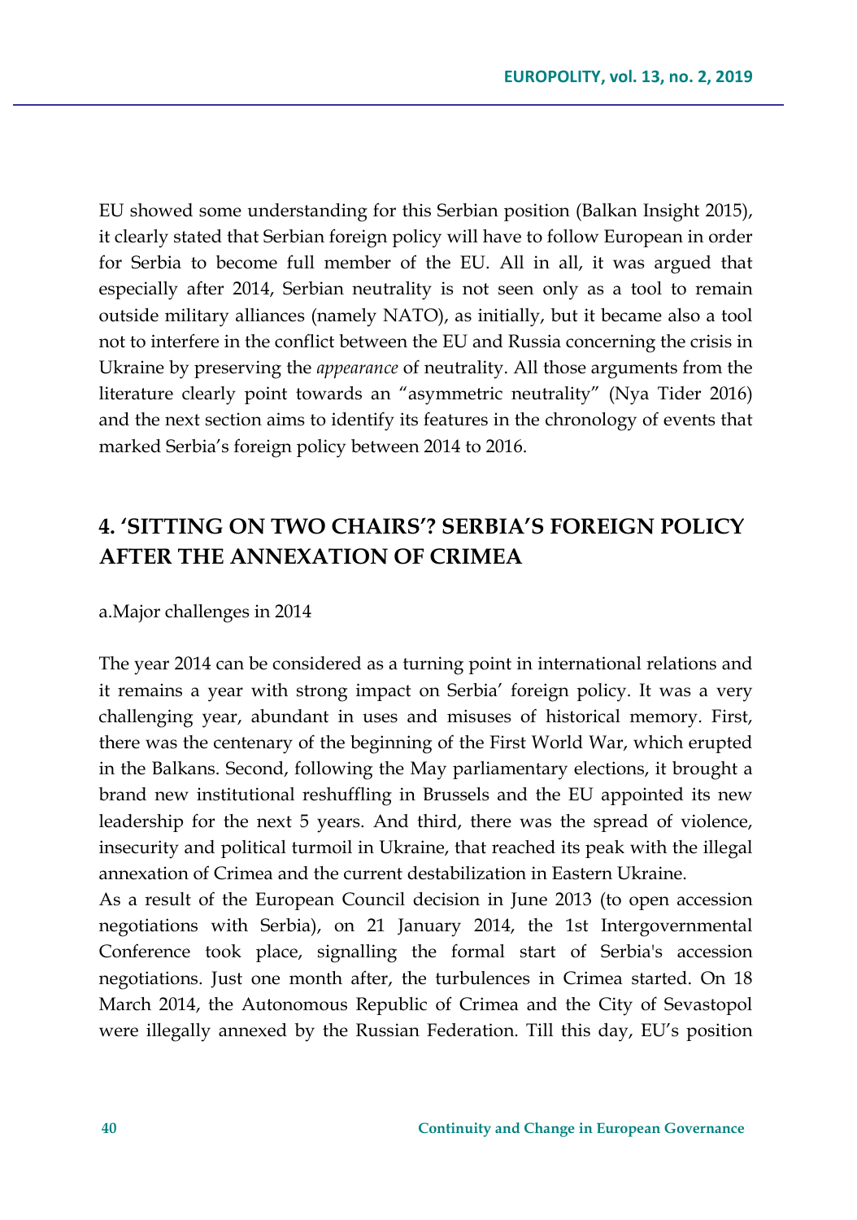EU showed some understanding for this Serbian position (Balkan Insight 2015), it clearly stated that Serbian foreign policy will have to follow European in order for Serbia to become full member of the EU. All in all, it was argued that especially after 2014, Serbian neutrality is not seen only as a tool to remain outside military alliances (namely NATO), as initially, but it became also a tool not to interfere in the conflict between the EU and Russia concerning the crisis in Ukraine by preserving the *appearance* of neutrality. All those arguments from the literature clearly point towards an "asymmetric neutrality" (Nya Tider 2016) and the next section aims to identify its features in the chronology of events that marked Serbia's foreign policy between 2014 to 2016.

## 4. 'SITTING ON TWO CHAIRS'? SERBIA'S FOREIGN POLICY AFTER THE ANNEXATION OF CRIMEA

a.Major challenges in 2014

The year 2014 can be considered as a turning point in international relations and it remains a year with strong impact on Serbia' foreign policy. It was a very challenging year, abundant in uses and misuses of historical memory. First, there was the centenary of the beginning of the First World War, which erupted in the Balkans. Second, following the May parliamentary elections, it brought a brand new institutional reshuffling in Brussels and the EU appointed its new leadership for the next 5 years. And third, there was the spread of violence, insecurity and political turmoil in Ukraine, that reached its peak with the illegal annexation of Crimea and the current destabilization in Eastern Ukraine.

As a result of the European Council decision in June 2013 (to open accession negotiations with Serbia), on 21 January 2014, the 1st Intergovernmental Conference took place, signalling the formal start of Serbia's accession negotiations. Just one month after, the turbulences in Crimea started. On 18 March 2014, the Autonomous Republic of Crimea and the City of Sevastopol were illegally annexed by the Russian Federation. Till this day, EU's position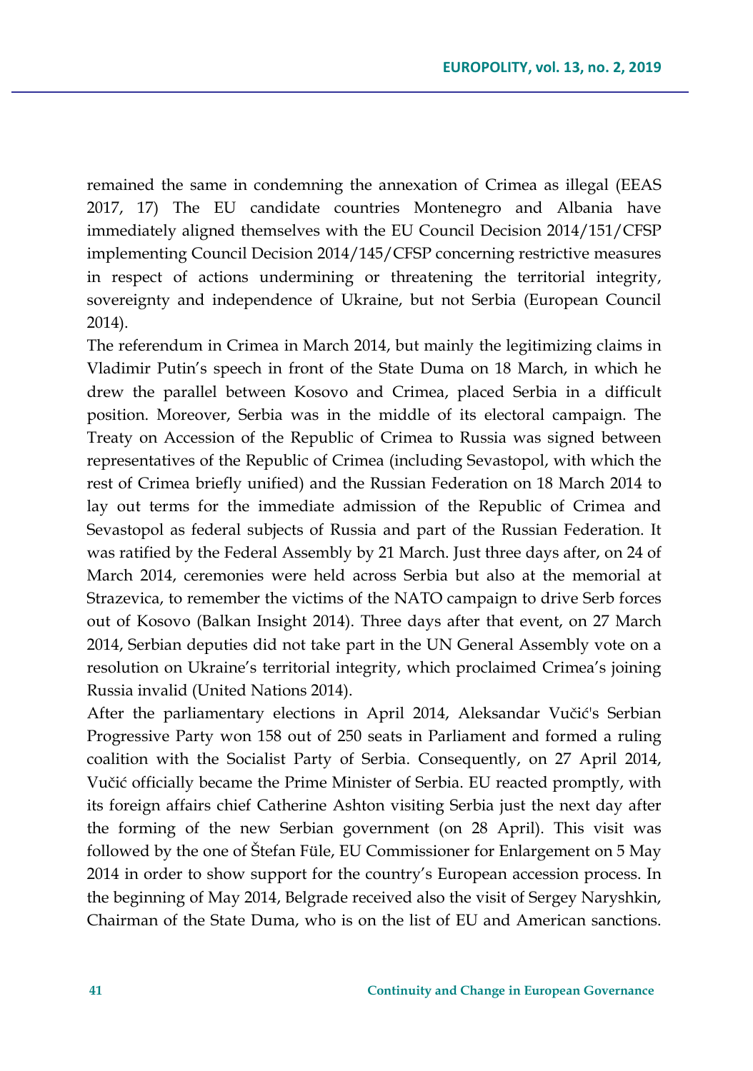remained the same in condemning the annexation of Crimea as illegal (EEAS 2017, 17) The EU candidate countries Montenegro and Albania have immediately aligned themselves with the EU Council Decision 2014/151/CFSP implementing Council Decision 2014/145/CFSP concerning restrictive measures in respect of actions undermining or threatening the territorial integrity, sovereignty and independence of Ukraine, but not Serbia (European Council 2014).

The referendum in Crimea in March 2014, but mainly the legitimizing claims in Vladimir Putin's speech in front of the State Duma on 18 March, in which he drew the parallel between Kosovo and Crimea, placed Serbia in a difficult position. Moreover, Serbia was in the middle of its electoral campaign. The Treaty on Accession of the Republic of Crimea to Russia was signed between representatives of the Republic of Crimea (including Sevastopol, with which the rest of Crimea briefly unified) and the Russian Federation on 18 March 2014 to lay out terms for the immediate admission of the Republic of Crimea and Sevastopol as federal subjects of Russia and part of the Russian Federation. It was ratified by the Federal Assembly by 21 March. Just three days after, on 24 of March 2014, ceremonies were held across Serbia but also at the memorial at Strazevica, to remember the victims of the NATO campaign to drive Serb forces out of Kosovo (Balkan Insight 2014). Three days after that event, on 27 March 2014, Serbian deputies did not take part in the UN General Assembly vote on a resolution on Ukraine's territorial integrity, which proclaimed Crimea's joining Russia invalid (United Nations 2014).

After the parliamentary elections in April 2014, Aleksandar Vučić's Serbian Progressive Party won 158 out of 250 seats in Parliament and formed a ruling coalition with the Socialist Party of Serbia. Consequently, on 27 April 2014, Vučić officially became the Prime Minister of Serbia. EU reacted promptly, with its foreign affairs chief Catherine Ashton visiting Serbia just the next day after the forming of the new Serbian government (on 28 April). This visit was followed by the one of Štefan Füle, EU Commissioner for Enlargement on 5 May 2014 in order to show support for the country's European accession process. In the beginning of May 2014, Belgrade received also the visit of Sergey Naryshkin, Chairman of the State Duma, who is on the list of EU and American sanctions.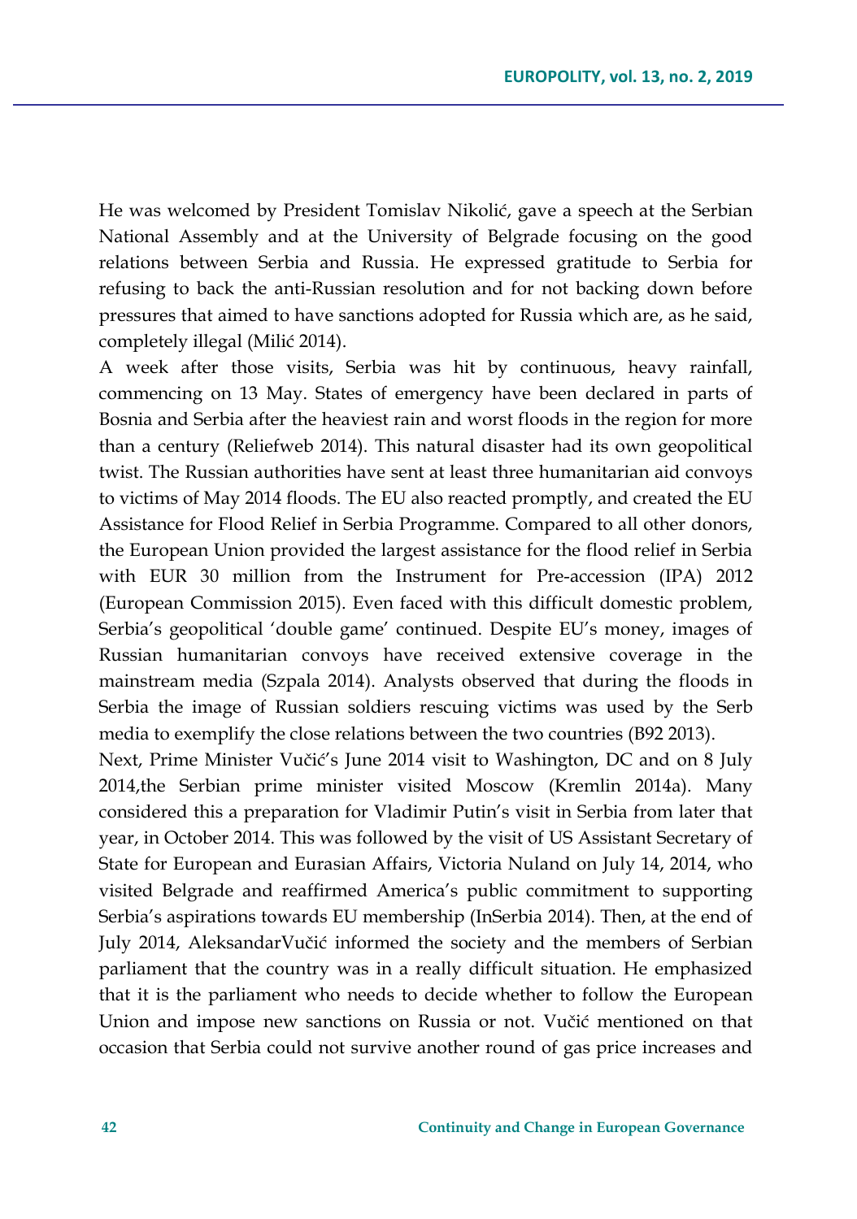He was welcomed by President Tomislav Nikolić, gave a speech at the Serbian National Assembly and at the University of Belgrade focusing on the good relations between Serbia and Russia. He expressed gratitude to Serbia for refusing to back the anti-Russian resolution and for not backing down before pressures that aimed to have sanctions adopted for Russia which are, as he said, completely illegal (Milić 2014).

A week after those visits, Serbia was hit by continuous, heavy rainfall, commencing on 13 May. States of emergency have been declared in parts of Bosnia and Serbia after the heaviest rain and worst floods in the region for more than a century (Reliefweb 2014). This natural disaster had its own geopolitical twist. The Russian authorities have sent at least three humanitarian aid convoys to victims of May 2014 floods. The EU also reacted promptly, and created the EU Assistance for Flood Relief in Serbia Programme. Compared to all other donors, the European Union provided the largest assistance for the flood relief in Serbia with EUR 30 million from the Instrument for Pre-accession (IPA) 2012 (European Commission 2015). Even faced with this difficult domestic problem, Serbia's geopolitical 'double game' continued. Despite EU's money, images of Russian humanitarian convoys have received extensive coverage in the mainstream media (Szpala 2014). Analysts observed that during the floods in Serbia the image of Russian soldiers rescuing victims was used by the Serb media to exemplify the close relations between the two countries (B92 2013).

Next, Prime Minister Vučić's June 2014 visit to Washington, DC and on 8 July 2014,the Serbian prime minister visited Moscow (Kremlin 2014a). Many considered this a preparation for Vladimir Putin's visit in Serbia from later that year, in October 2014. This was followed by the visit of US Assistant Secretary of State for European and Eurasian Affairs, Victoria Nuland on July 14, 2014, who visited Belgrade and reaffirmed America's public commitment to supporting Serbia's aspirations towards EU membership (InSerbia 2014). Then, at the end of July 2014, AleksandarVučić informed the society and the members of Serbian parliament that the country was in a really difficult situation. He emphasized that it is the parliament who needs to decide whether to follow the European Union and impose new sanctions on Russia or not. Vučić mentioned on that occasion that Serbia could not survive another round of gas price increases and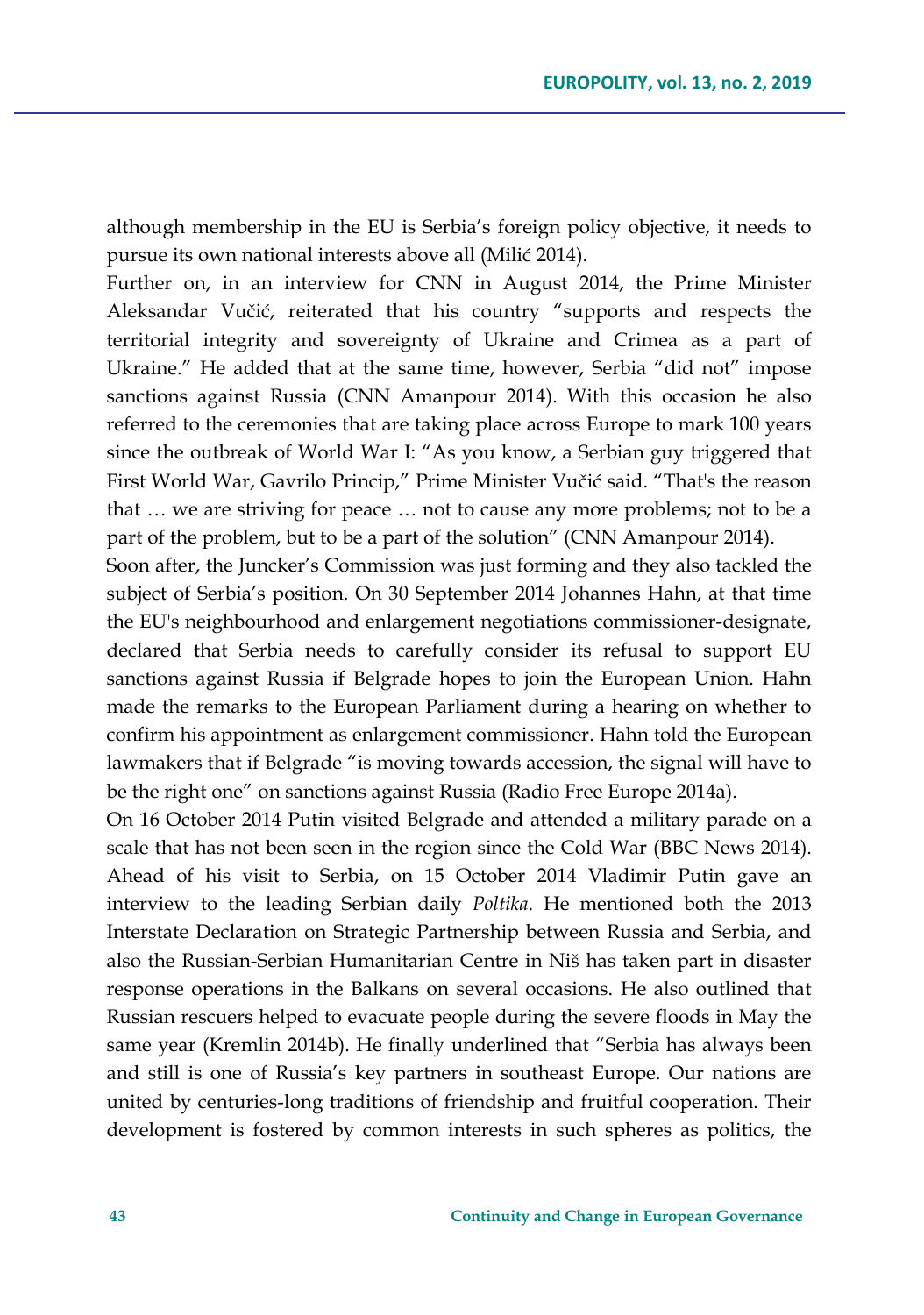although membership in the EU is Serbia's foreign policy objective, it needs to pursue its own national interests above all (Milić 2014).

Further on, in an interview for CNN in August 2014, the Prime Minister Aleksandar Vučić, reiterated that his country "supports and respects the territorial integrity and sovereignty of Ukraine and Crimea as a part of Ukraine." He added that at the same time, however, Serbia "did not" impose sanctions against Russia (CNN Amanpour 2014). With this occasion he also referred to the ceremonies that are taking place across Europe to mark 100 years since the outbreak of World War I: "As you know, a Serbian guy triggered that First World War, Gavrilo Princip," Prime Minister Vučić said. "That's the reason that … we are striving for peace … not to cause any more problems; not to be a part of the problem, but to be a part of the solution" (CNN Amanpour 2014).

Soon after, the Juncker's Commission was just forming and they also tackled the subject of Serbia's position. On 30 September 2014 Johannes Hahn, at that time the EU's neighbourhood and enlargement negotiations commissioner-designate, declared that Serbia needs to carefully consider its refusal to support EU sanctions against Russia if Belgrade hopes to join the European Union. Hahn made the remarks to the European Parliament during a hearing on whether to confirm his appointment as enlargement commissioner. Hahn told the European lawmakers that if Belgrade "is moving towards accession, the signal will have to be the right one" on sanctions against Russia (Radio Free Europe 2014a).

On 16 October 2014 Putin visited Belgrade and attended a military parade on a scale that has not been seen in the region since the Cold War (BBC News 2014). Ahead of his visit to Serbia, on 15 October 2014 Vladimir Putin gave an interview to the leading Serbian daily *Poltika*. He mentioned both the 2013 Interstate Declaration on Strategic Partnership between Russia and Serbia, and also the Russian-Serbian Humanitarian Centre in Niš has taken part in disaster response operations in the Balkans on several occasions. He also outlined that Russian rescuers helped to evacuate people during the severe floods in May the same year (Kremlin 2014b). He finally underlined that "Serbia has always been and still is one of Russia's key partners in southeast Europe. Our nations are united by centuries-long traditions of friendship and fruitful cooperation. Their development is fostered by common interests in such spheres as politics, the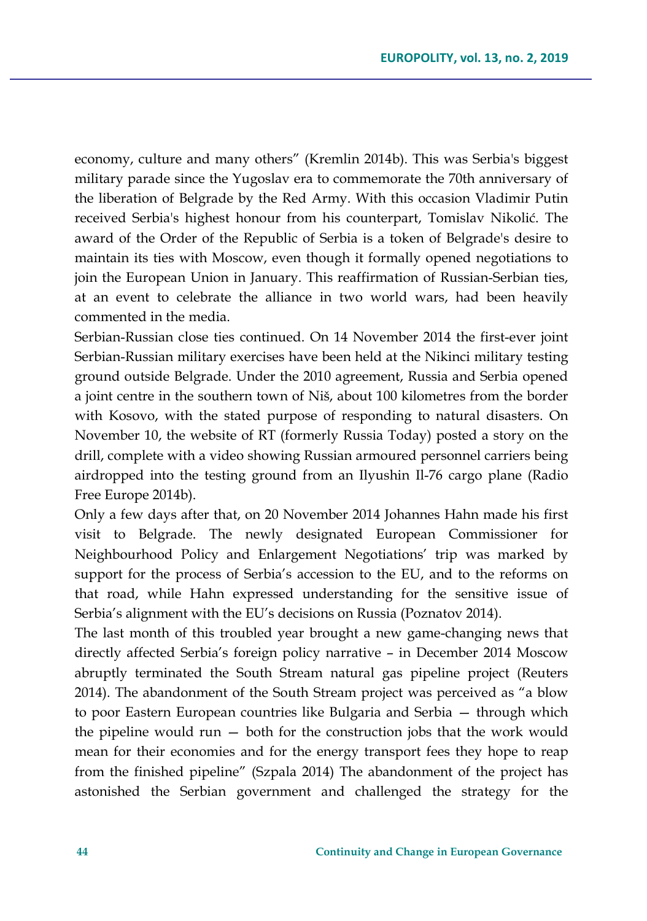economy, culture and many others" (Kremlin 2014b). This was Serbia's biggest military parade since the Yugoslav era to commemorate the 70th anniversary of the liberation of Belgrade by the Red Army. With this occasion Vladimir Putin received Serbia's highest honour from his counterpart, Tomislav Nikolić. The award of the Order of the Republic of Serbia is a token of Belgrade's desire to maintain its ties with Moscow, even though it formally opened negotiations to join the European Union in January. This reaffirmation of Russian-Serbian ties, at an event to celebrate the alliance in two world wars, had been heavily commented in the media.

Serbian-Russian close ties continued. On 14 November 2014 the first-ever joint Serbian-Russian military exercises have been held at the Nikinci military testing ground outside Belgrade. Under the 2010 agreement, Russia and Serbia opened a joint centre in the southern town of Niš, about 100 kilometres from the border with Kosovo, with the stated purpose of responding to natural disasters. On November 10, the website of RT (formerly Russia Today) posted a story on the drill, complete with a video showing Russian armoured personnel carriers being airdropped into the testing ground from an Ilyushin Il-76 cargo plane (Radio Free Europe 2014b).

Only a few days after that, on 20 November 2014 Johannes Hahn made his first visit to Belgrade. The newly designated European Commissioner for Neighbourhood Policy and Enlargement Negotiations' trip was marked by support for the process of Serbia's accession to the EU, and to the reforms on that road, while Hahn expressed understanding for the sensitive issue of Serbia's alignment with the EU's decisions on Russia (Poznatov 2014).

The last month of this troubled year brought a new game-changing news that directly affected Serbia's foreign policy narrative – in December 2014 Moscow abruptly terminated the South Stream natural gas pipeline project (Reuters 2014). The abandonment of the South Stream project was perceived as "a blow to poor Eastern European countries like Bulgaria and Serbia — through which the pipeline would run — both for the construction jobs that the work would mean for their economies and for the energy transport fees they hope to reap from the finished pipeline" (Szpala 2014) The abandonment of the project has astonished the Serbian government and challenged the strategy for the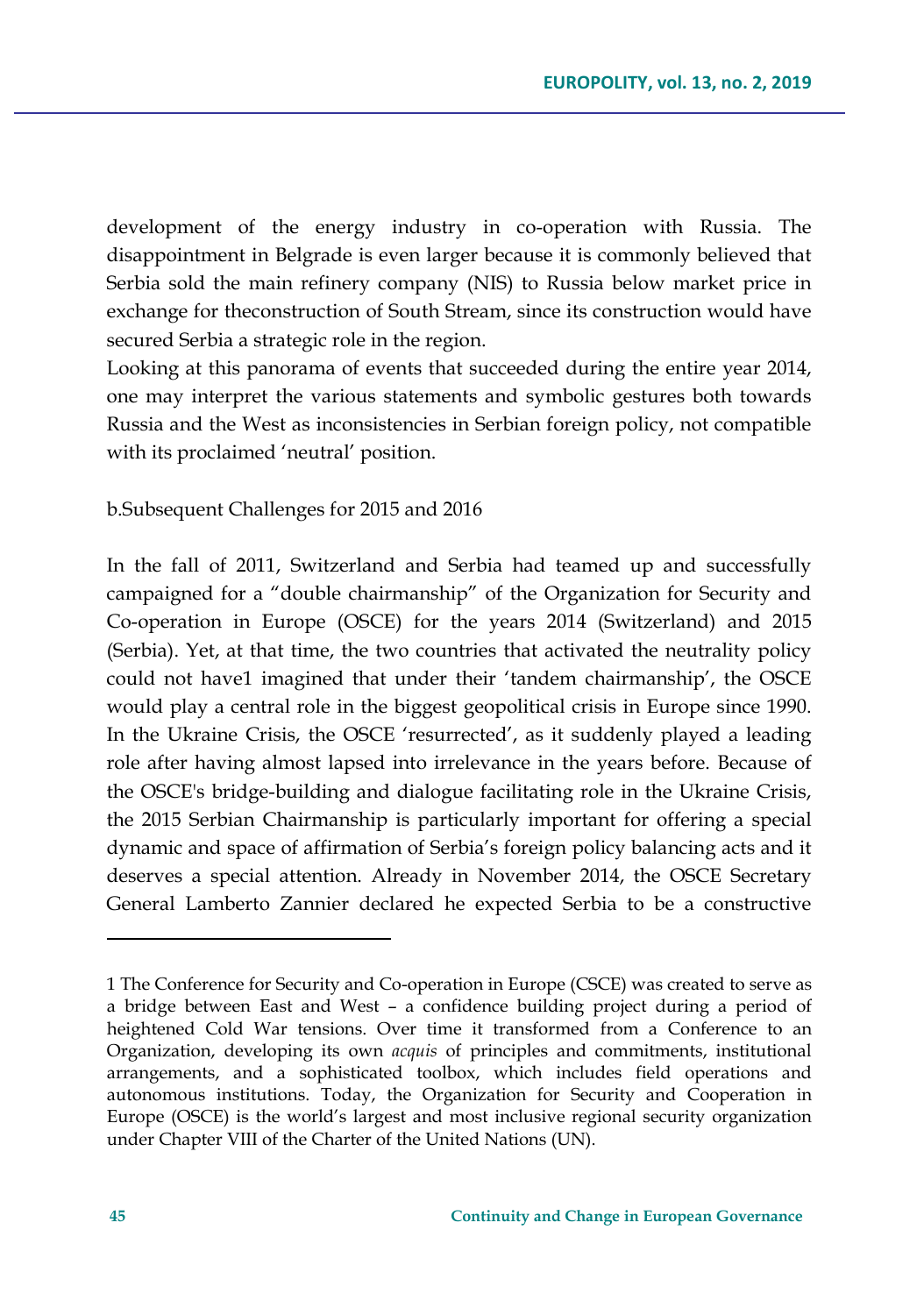development of the energy industry in co-operation with Russia. The disappointment in Belgrade is even larger because it is commonly believed that Serbia sold the main refinery company (NIS) to Russia below market price in exchange for theconstruction of South Stream, since its construction would have secured Serbia a strategic role in the region.

Looking at this panorama of events that succeeded during the entire year 2014, one may interpret the various statements and symbolic gestures both towards Russia and the West as inconsistencies in Serbian foreign policy, not compatible with its proclaimed 'neutral' position.

### b.Subsequent Challenges for 2015 and 2016

In the fall of 2011, Switzerland and Serbia had teamed up and successfully campaigned for a "double chairmanship" of the Organization for Security and Co-operation in Europe (OSCE) for the years 2014 (Switzerland) and 2015 (Serbia). Yet, at that time, the two countries that activated the neutrality policy could not have[1] imagined that under their 'tandem chairmanship', the OSCE would play a central role in the biggest geopolitical crisis in Europe since 1990. In the Ukraine Crisis, the OSCE 'resurrected', as it suddenly played a leading role after having almost lapsed into irrelevance in the years before. Because of the OSCE's bridge-building and dialogue facilitating role in the Ukraine Crisis, the 2015 Serbian Chairmanship is particularly important for offering a special dynamic and space of affirmation of Serbia's foreign policy balancing acts and it deserves a special attention. Already in November 2014, the OSCE Secretary General Lamberto Zannier declared he expected Serbia to be a constructive

---

1 The Conference for Security and Co-operation in Europe (CSCE) was created to serve as a bridge between East and West – a confidence building project during a period of heightened Cold War tensions. Over time it transformed from a Conference to an Organization, developing its own *acquis* of principles and commitments, institutional arrangements, and a sophisticated toolbox, which includes field operations and autonomous institutions. Today, the Organization for Security and Cooperation in Europe (OSCE) is the world's largest and most inclusive regional security organization under Chapter VIII of the Charter of the United Nations (UN).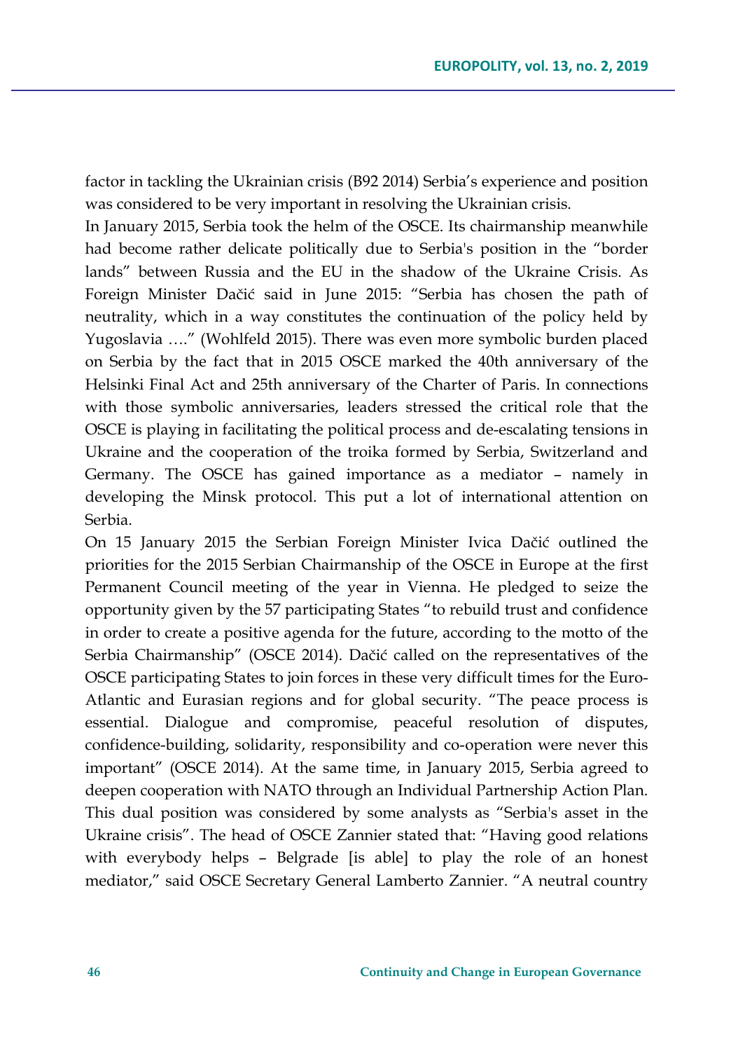factor in tackling the Ukrainian crisis (B92 2014) Serbia's experience and position was considered to be very important in resolving the Ukrainian crisis.

In January 2015, Serbia took the helm of the OSCE. Its chairmanship meanwhile had become rather delicate politically due to Serbia's position in the "border lands" between Russia and the EU in the shadow of the Ukraine Crisis. As Foreign Minister Dačić said in June 2015: "Serbia has chosen the path of neutrality, which in a way constitutes the continuation of the policy held by Yugoslavia …." (Wohlfeld 2015). There was even more symbolic burden placed on Serbia by the fact that in 2015 OSCE marked the 40th anniversary of the Helsinki Final Act and 25th anniversary of the Charter of Paris. In connections with those symbolic anniversaries, leaders stressed the critical role that the OSCE is playing in facilitating the political process and de-escalating tensions in Ukraine and the cooperation of the troika formed by Serbia, Switzerland and Germany. The OSCE has gained importance as a mediator – namely in developing the Minsk protocol. This put a lot of international attention on Serbia.

On 15 January 2015 the Serbian Foreign Minister Ivica Dačić outlined the priorities for the 2015 Serbian Chairmanship of the OSCE in Europe at the first Permanent Council meeting of the year in Vienna. He pledged to seize the opportunity given by the 57 participating States "to rebuild trust and confidence in order to create a positive agenda for the future, according to the motto of the Serbia Chairmanship" (OSCE 2014). Dačić called on the representatives of the OSCE participating States to join forces in these very difficult times for the Euro-Atlantic and Eurasian regions and for global security. "The peace process is essential. Dialogue and compromise, peaceful resolution of disputes, confidence-building, solidarity, responsibility and co-operation were never this important" (OSCE 2014). At the same time, in January 2015, Serbia agreed to deepen cooperation with NATO through an Individual Partnership Action Plan. This dual position was considered by some analysts as "Serbia's asset in the Ukraine crisis". The head of OSCE Zannier stated that: "Having good relations with everybody helps – Belgrade [is able] to play the role of an honest mediator," said OSCE Secretary General Lamberto Zannier. "A neutral country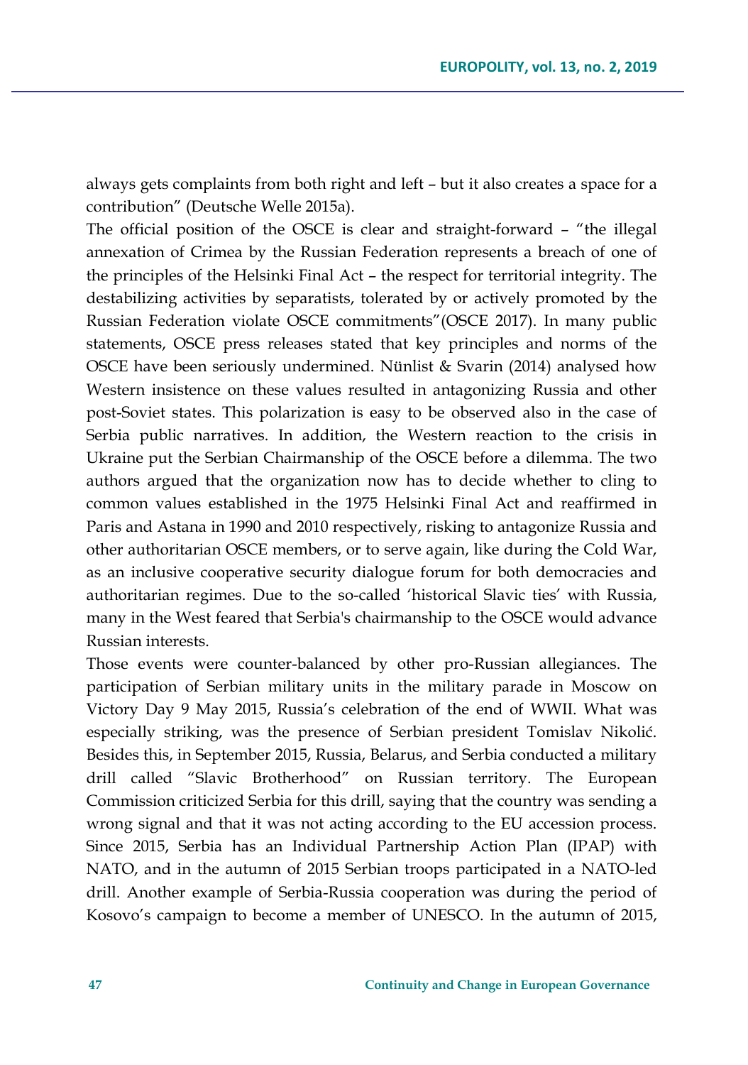always gets complaints from both right and left – but it also creates a space for a contribution" (Deutsche Welle 2015a).

The official position of the OSCE is clear and straight-forward – "the illegal annexation of Crimea by the Russian Federation represents a breach of one of the principles of the Helsinki Final Act – the respect for territorial integrity. The destabilizing activities by separatists, tolerated by or actively promoted by the Russian Federation violate OSCE commitments"(OSCE 2017). In many public statements, OSCE press releases stated that key principles and norms of the OSCE have been seriously undermined. Nünlist & Svarin (2014) analysed how Western insistence on these values resulted in antagonizing Russia and other post-Soviet states. This polarization is easy to be observed also in the case of Serbia public narratives. In addition, the Western reaction to the crisis in Ukraine put the Serbian Chairmanship of the OSCE before a dilemma. The two authors argued that the organization now has to decide whether to cling to common values established in the 1975 Helsinki Final Act and reaffirmed in Paris and Astana in 1990 and 2010 respectively, risking to antagonize Russia and other authoritarian OSCE members, or to serve again, like during the Cold War, as an inclusive cooperative security dialogue forum for both democracies and authoritarian regimes. Due to the so-called 'historical Slavic ties' with Russia, many in the West feared that Serbia's chairmanship to the OSCE would advance Russian interests.

Those events were counter-balanced by other pro-Russian allegiances. The participation of Serbian military units in the military parade in Moscow on Victory Day 9 May 2015, Russia's celebration of the end of WWII. What was especially striking, was the presence of Serbian president Tomislav Nikolić. Besides this, in September 2015, Russia, Belarus, and Serbia conducted a military drill called "Slavic Brotherhood" on Russian territory. The European Commission criticized Serbia for this drill, saying that the country was sending a wrong signal and that it was not acting according to the EU accession process. Since 2015, Serbia has an Individual Partnership Action Plan (IPAP) with NATO, and in the autumn of 2015 Serbian troops participated in a NATO-led drill. Another example of Serbia-Russia cooperation was during the period of Kosovo's campaign to become a member of UNESCO. In the autumn of 2015,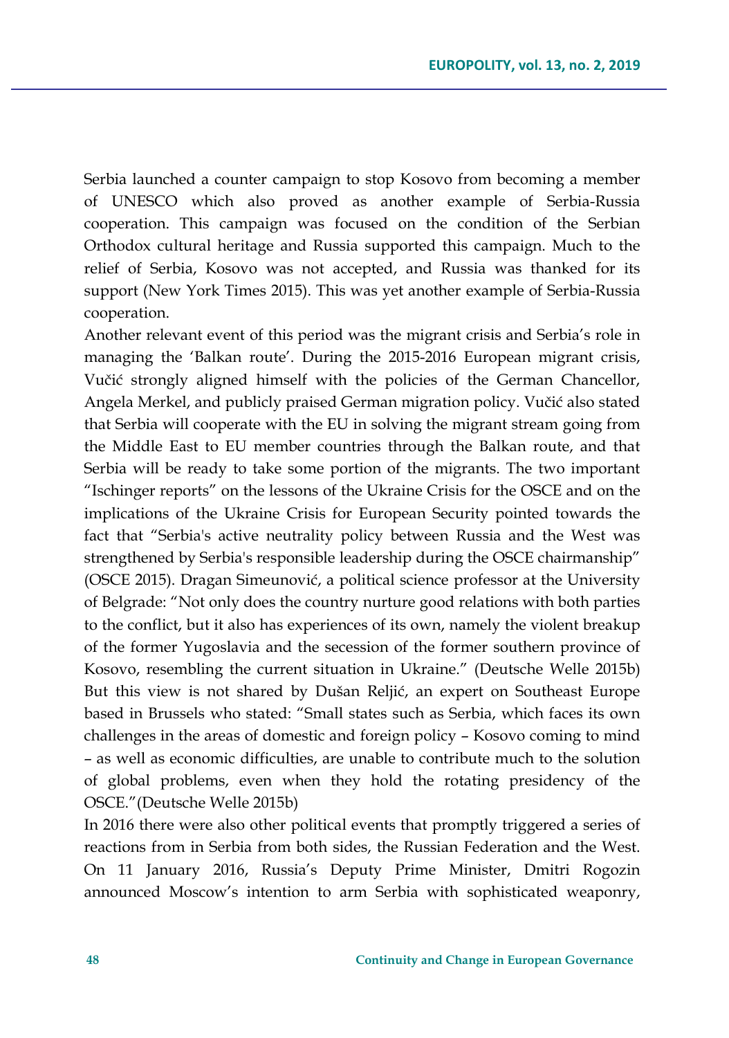Serbia launched a counter campaign to stop Kosovo from becoming a member of UNESCO which also proved as another example of Serbia-Russia cooperation. This campaign was focused on the condition of the Serbian Orthodox cultural heritage and Russia supported this campaign. Much to the relief of Serbia, Kosovo was not accepted, and Russia was thanked for its support (New York Times 2015). This was yet another example of Serbia-Russia cooperation.

Another relevant event of this period was the migrant crisis and Serbia's role in managing the 'Balkan route'. During the 2015-2016 European migrant crisis, Vučić strongly aligned himself with the policies of the German Chancellor, Angela Merkel, and publicly praised German migration policy. Vučić also stated that Serbia will cooperate with the EU in solving the migrant stream going from the Middle East to EU member countries through the Balkan route, and that Serbia will be ready to take some portion of the migrants. The two important "Ischinger reports" on the lessons of the Ukraine Crisis for the OSCE and on the implications of the Ukraine Crisis for European Security pointed towards the fact that "Serbia's active neutrality policy between Russia and the West was strengthened by Serbia's responsible leadership during the OSCE chairmanship" (OSCE 2015). Dragan Simeunović, a political science professor at the University of Belgrade: "Not only does the country nurture good relations with both parties to the conflict, but it also has experiences of its own, namely the violent breakup of the former Yugoslavia and the secession of the former southern province of Kosovo, resembling the current situation in Ukraine." (Deutsche Welle 2015b) But this view is not shared by Dušan Reljić, an expert on Southeast Europe based in Brussels who stated: "Small states such as Serbia, which faces its own challenges in the areas of domestic and foreign policy – Kosovo coming to mind – as well as economic difficulties, are unable to contribute much to the solution of global problems, even when they hold the rotating presidency of the OSCE."(Deutsche Welle 2015b)

In 2016 there were also other political events that promptly triggered a series of reactions from in Serbia from both sides, the Russian Federation and the West. On 11 January 2016, Russia's Deputy Prime Minister, Dmitri Rogozin announced Moscow's intention to arm Serbia with sophisticated weaponry,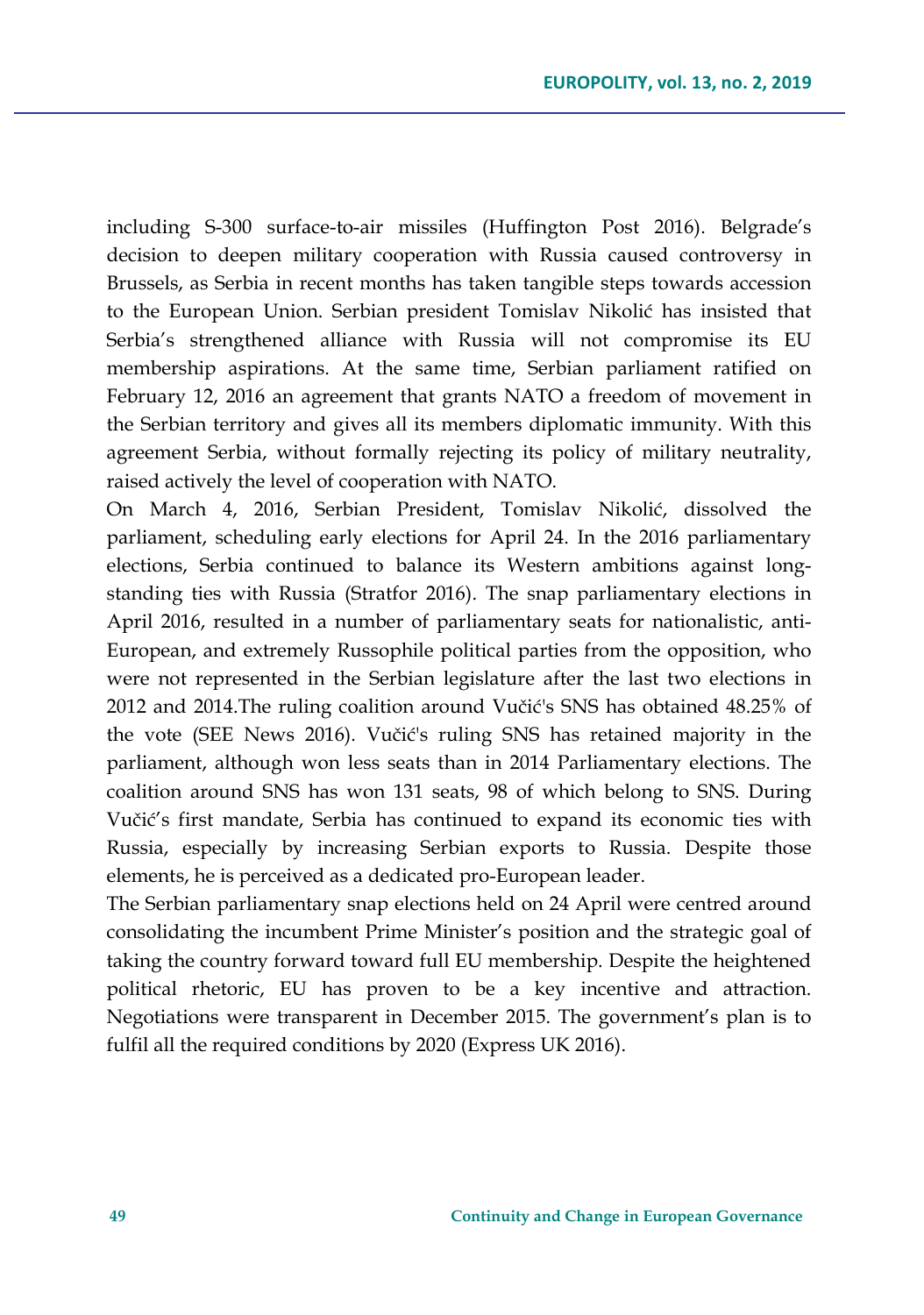including S-300 surface-to-air missiles (Huffington Post 2016). Belgrade's decision to deepen military cooperation with Russia caused controversy in Brussels, as Serbia in recent months has taken tangible steps towards accession to the European Union. Serbian president Tomislav Nikolić has insisted that Serbia's strengthened alliance with Russia will not compromise its EU membership aspirations. At the same time, Serbian parliament ratified on February 12, 2016 an agreement that grants NATO a freedom of movement in the Serbian territory and gives all its members diplomatic immunity. With this agreement Serbia, without formally rejecting its policy of military neutrality, raised actively the level of cooperation with NATO.

On March 4, 2016, Serbian President, Tomislav Nikolić, dissolved the parliament, scheduling early elections for April 24. In the 2016 parliamentary elections, Serbia continued to balance its Western ambitions against long-standing ties with Russia (Stratfor 2016). The snap parliamentary elections in April 2016, resulted in a number of parliamentary seats for nationalistic, anti-European, and extremely Russophile political parties from the opposition, who were not represented in the Serbian legislature after the last two elections in 2012 and 2014.The ruling coalition around Vučić's SNS has obtained 48.25% of the vote (SEE News 2016). Vučić's ruling SNS has retained majority in the parliament, although won less seats than in 2014 Parliamentary elections. The coalition around SNS has won 131 seats, 98 of which belong to SNS. During Vučić's first mandate, Serbia has continued to expand its economic ties with Russia, especially by increasing Serbian exports to Russia. Despite those elements, he is perceived as a dedicated pro-European leader.

The Serbian parliamentary snap elections held on 24 April were centred around consolidating the incumbent Prime Minister's position and the strategic goal of taking the country forward toward full EU membership. Despite the heightened political rhetoric, EU has proven to be a key incentive and attraction. Negotiations were transparent in December 2015. The government's plan is to fulfil all the required conditions by 2020 (Express UK 2016).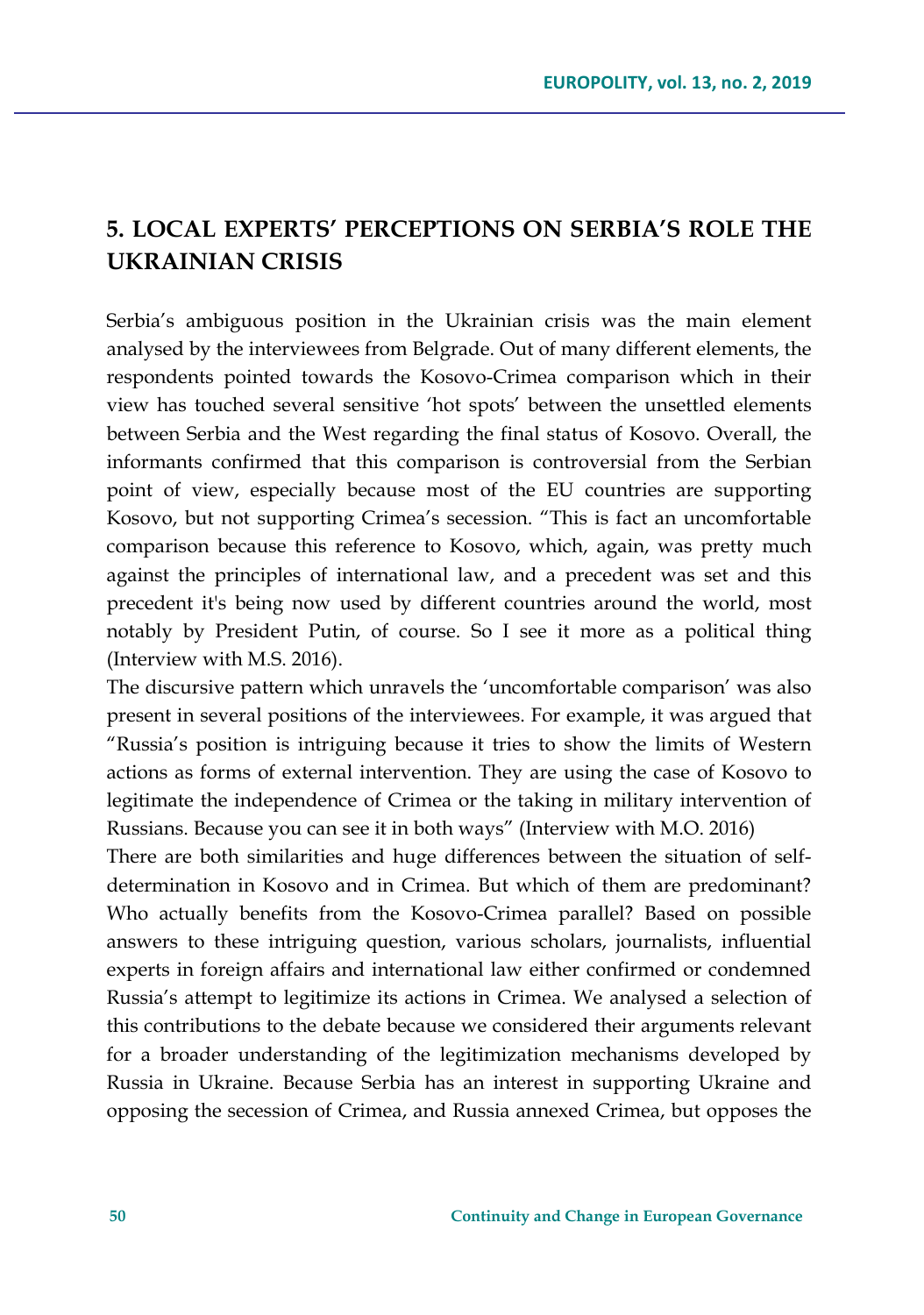## 5. LOCAL EXPERTS' PERCEPTIONS ON SERBIA'S ROLE THE UKRAINIAN CRISIS

Serbia's ambiguous position in the Ukrainian crisis was the main element analysed by the interviewees from Belgrade. Out of many different elements, the respondents pointed towards the Kosovo-Crimea comparison which in their view has touched several sensitive 'hot spots' between the unsettled elements between Serbia and the West regarding the final status of Kosovo. Overall, the informants confirmed that this comparison is controversial from the Serbian point of view, especially because most of the EU countries are supporting Kosovo, but not supporting Crimea's secession. "This is fact an uncomfortable comparison because this reference to Kosovo, which, again, was pretty much against the principles of international law, and a precedent was set and this precedent it's being now used by different countries around the world, most notably by President Putin, of course. So I see it more as a political thing (Interview with M.S. 2016).

The discursive pattern which unravels the 'uncomfortable comparison' was also present in several positions of the interviewees. For example, it was argued that "Russia's position is intriguing because it tries to show the limits of Western actions as forms of external intervention. They are using the case of Kosovo to legitimate the independence of Crimea or the taking in military intervention of Russians. Because you can see it in both ways" (Interview with M.O. 2016)

There are both similarities and huge differences between the situation of self-determination in Kosovo and in Crimea. But which of them are predominant? Who actually benefits from the Kosovo-Crimea parallel? Based on possible answers to these intriguing question, various scholars, journalists, influential experts in foreign affairs and international law either confirmed or condemned Russia's attempt to legitimize its actions in Crimea. We analysed a selection of this contributions to the debate because we considered their arguments relevant for a broader understanding of the legitimization mechanisms developed by Russia in Ukraine. Because Serbia has an interest in supporting Ukraine and opposing the secession of Crimea, and Russia annexed Crimea, but opposes the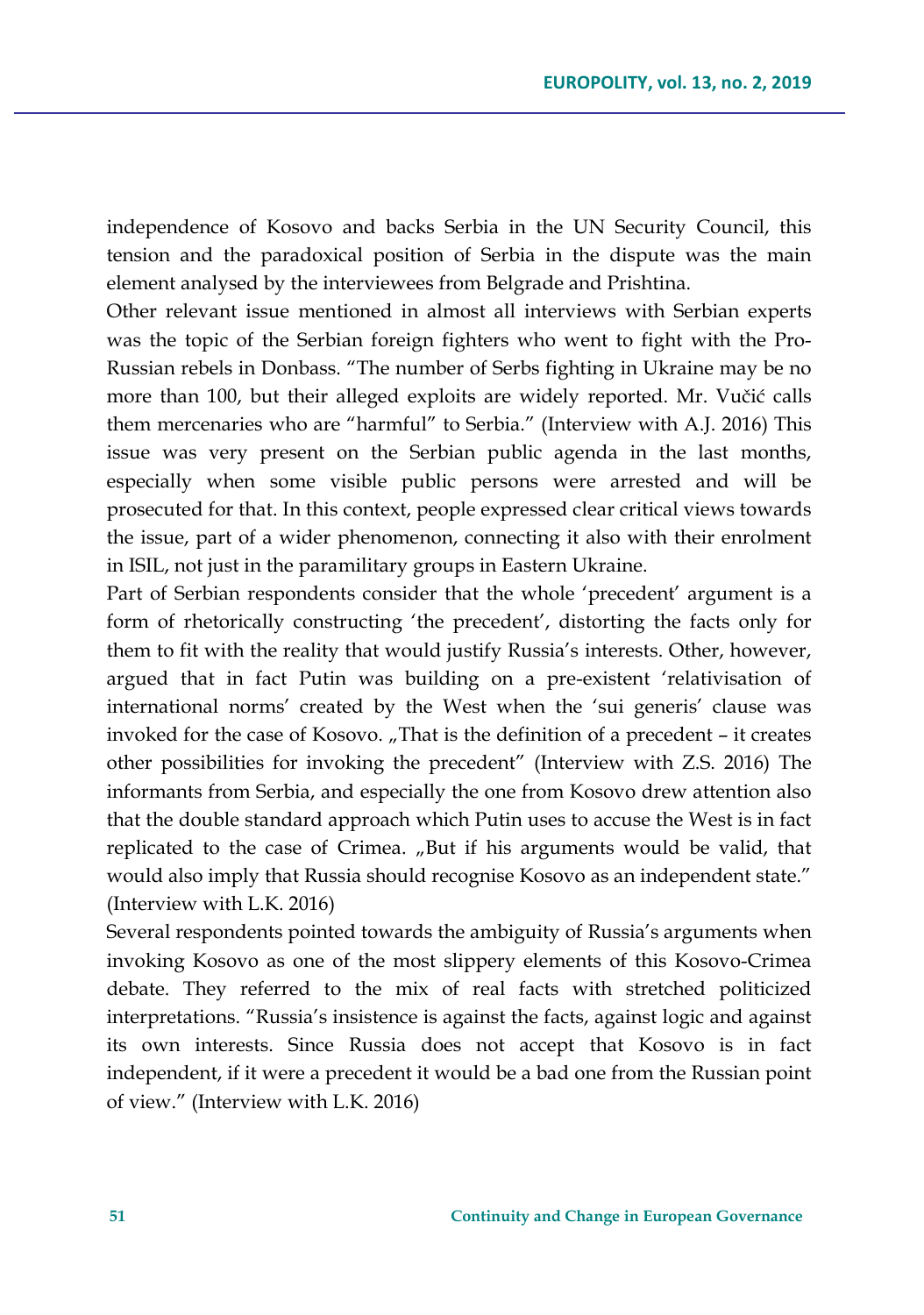independence of Kosovo and backs Serbia in the UN Security Council, this tension and the paradoxical position of Serbia in the dispute was the main element analysed by the interviewees from Belgrade and Prishtina.

Other relevant issue mentioned in almost all interviews with Serbian experts was the topic of the Serbian foreign fighters who went to fight with the Pro-Russian rebels in Donbass. "The number of Serbs fighting in Ukraine may be no more than 100, but their alleged exploits are widely reported. Mr. Vučić calls them mercenaries who are "harmful" to Serbia." (Interview with A.J. 2016) This issue was very present on the Serbian public agenda in the last months, especially when some visible public persons were arrested and will be prosecuted for that. In this context, people expressed clear critical views towards the issue, part of a wider phenomenon, connecting it also with their enrolment in ISIL, not just in the paramilitary groups in Eastern Ukraine.

Part of Serbian respondents consider that the whole 'precedent' argument is a form of rhetorically constructing 'the precedent', distorting the facts only for them to fit with the reality that would justify Russia's interests. Other, however, argued that in fact Putin was building on a pre-existent 'relativisation of international norms' created by the West when the 'sui generis' clause was invoked for the case of Kosovo. „That is the definition of a precedent – it creates other possibilities for invoking the precedent" (Interview with Z.S. 2016) The informants from Serbia, and especially the one from Kosovo drew attention also that the double standard approach which Putin uses to accuse the West is in fact replicated to the case of Crimea. „But if his arguments would be valid, that would also imply that Russia should recognise Kosovo as an independent state." (Interview with L.K. 2016)

Several respondents pointed towards the ambiguity of Russia's arguments when invoking Kosovo as one of the most slippery elements of this Kosovo-Crimea debate. They referred to the mix of real facts with stretched politicized interpretations. "Russia's insistence is against the facts, against logic and against its own interests. Since Russia does not accept that Kosovo is in fact independent, if it were a precedent it would be a bad one from the Russian point of view." (Interview with L.K. 2016)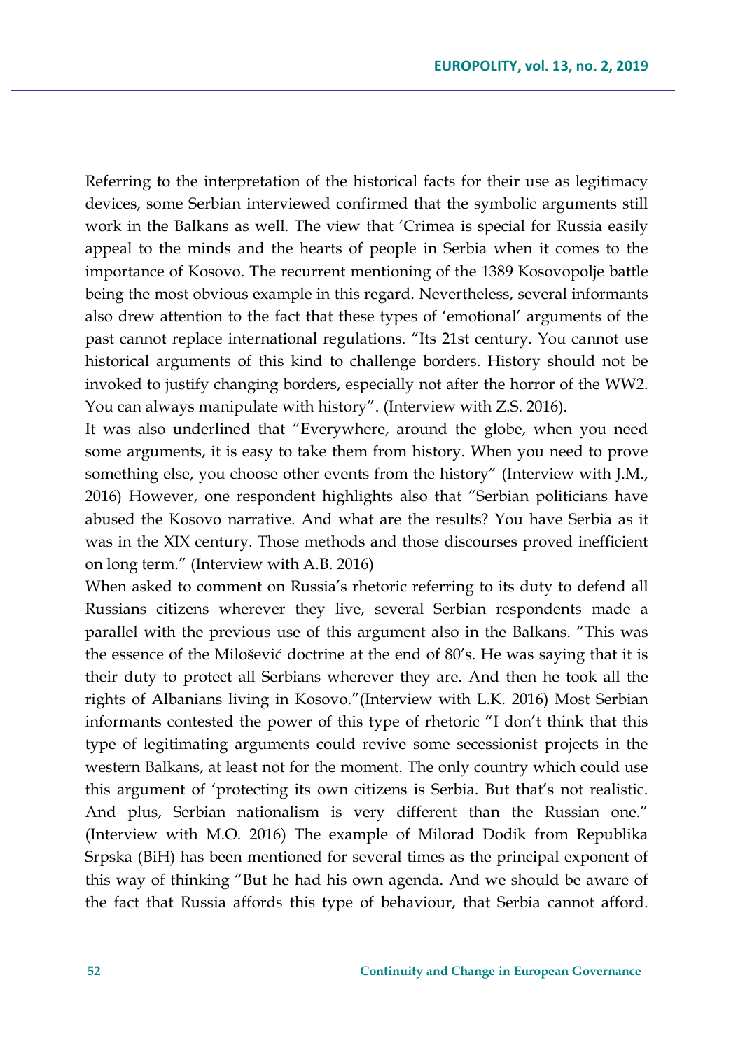Referring to the interpretation of the historical facts for their use as legitimacy devices, some Serbian interviewed confirmed that the symbolic arguments still work in the Balkans as well. The view that 'Crimea is special for Russia easily appeal to the minds and the hearts of people in Serbia when it comes to the importance of Kosovo. The recurrent mentioning of the 1389 Kosovopolje battle being the most obvious example in this regard. Nevertheless, several informants also drew attention to the fact that these types of 'emotional' arguments of the past cannot replace international regulations. "Its 21st century. You cannot use historical arguments of this kind to challenge borders. History should not be invoked to justify changing borders, especially not after the horror of the WW2. You can always manipulate with history". (Interview with Z.S. 2016).

It was also underlined that "Everywhere, around the globe, when you need some arguments, it is easy to take them from history. When you need to prove something else, you choose other events from the history" (Interview with J.M., 2016) However, one respondent highlights also that "Serbian politicians have abused the Kosovo narrative. And what are the results? You have Serbia as it was in the XIX century. Those methods and those discourses proved inefficient on long term." (Interview with A.B. 2016)

When asked to comment on Russia's rhetoric referring to its duty to defend all Russians citizens wherever they live, several Serbian respondents made a parallel with the previous use of this argument also in the Balkans. "This was the essence of the Milošević doctrine at the end of 80's. He was saying that it is their duty to protect all Serbians wherever they are. And then he took all the rights of Albanians living in Kosovo."(Interview with L.K. 2016) Most Serbian informants contested the power of this type of rhetoric "I don't think that this type of legitimating arguments could revive some secessionist projects in the western Balkans, at least not for the moment. The only country which could use this argument of 'protecting its own citizens is Serbia. But that's not realistic. And plus, Serbian nationalism is very different than the Russian one." (Interview with M.O. 2016) The example of Milorad Dodik from Republika Srpska (BiH) has been mentioned for several times as the principal exponent of this way of thinking "But he had his own agenda. And we should be aware of the fact that Russia affords this type of behaviour, that Serbia cannot afford.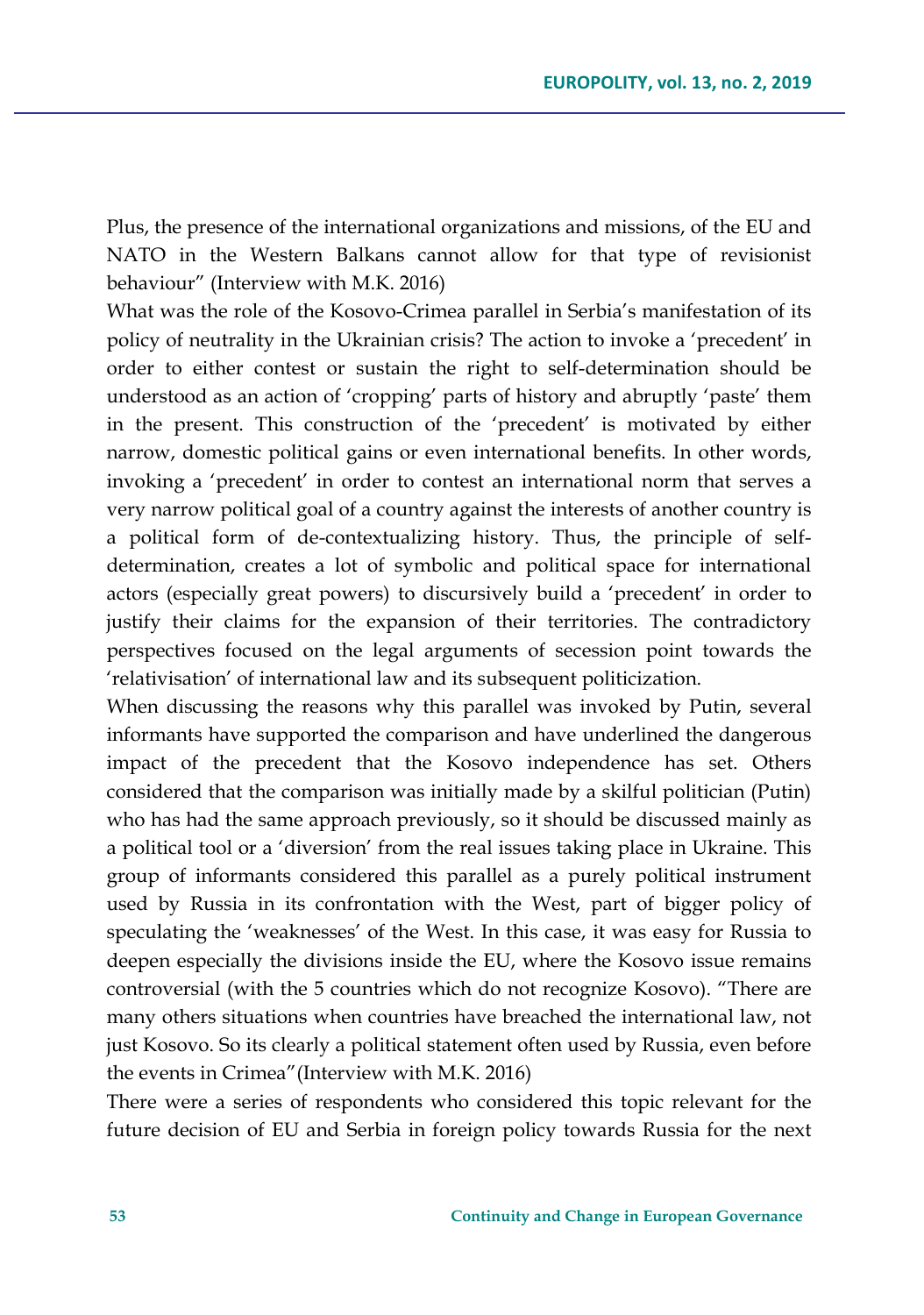Plus, the presence of the international organizations and missions, of the EU and NATO in the Western Balkans cannot allow for that type of revisionist behaviour" (Interview with M.K. 2016)

What was the role of the Kosovo-Crimea parallel in Serbia's manifestation of its policy of neutrality in the Ukrainian crisis? The action to invoke a 'precedent' in order to either contest or sustain the right to self-determination should be understood as an action of 'cropping' parts of history and abruptly 'paste' them in the present. This construction of the 'precedent' is motivated by either narrow, domestic political gains or even international benefits. In other words, invoking a 'precedent' in order to contest an international norm that serves a very narrow political goal of a country against the interests of another country is a political form of de-contextualizing history. Thus, the principle of self-determination, creates a lot of symbolic and political space for international actors (especially great powers) to discursively build a 'precedent' in order to justify their claims for the expansion of their territories. The contradictory perspectives focused on the legal arguments of secession point towards the 'relativisation' of international law and its subsequent politicization.

When discussing the reasons why this parallel was invoked by Putin, several informants have supported the comparison and have underlined the dangerous impact of the precedent that the Kosovo independence has set. Others considered that the comparison was initially made by a skilful politician (Putin) who has had the same approach previously, so it should be discussed mainly as a political tool or a 'diversion' from the real issues taking place in Ukraine. This group of informants considered this parallel as a purely political instrument used by Russia in its confrontation with the West, part of bigger policy of speculating the 'weaknesses' of the West. In this case, it was easy for Russia to deepen especially the divisions inside the EU, where the Kosovo issue remains controversial (with the 5 countries which do not recognize Kosovo). "There are many others situations when countries have breached the international law, not just Kosovo. So its clearly a political statement often used by Russia, even before the events in Crimea"(Interview with M.K. 2016)

There were a series of respondents who considered this topic relevant for the future decision of EU and Serbia in foreign policy towards Russia for the next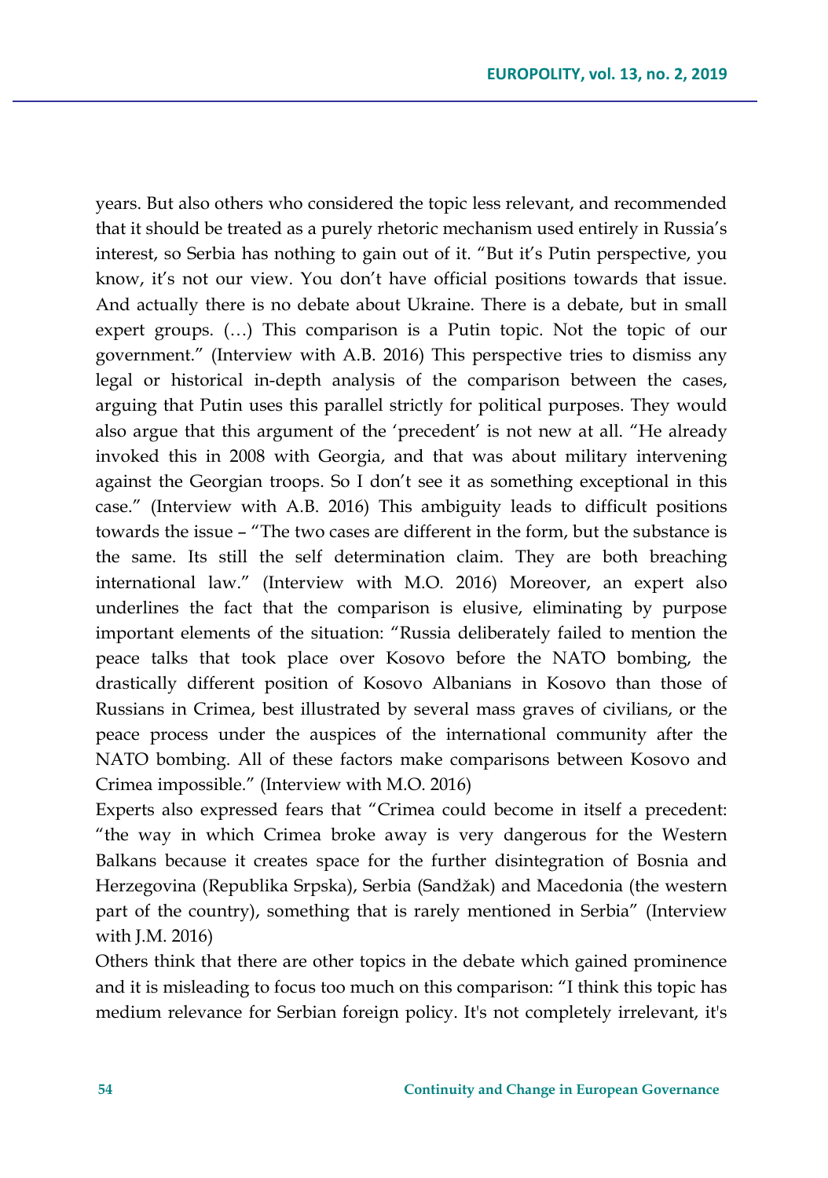years. But also others who considered the topic less relevant, and recommended that it should be treated as a purely rhetoric mechanism used entirely in Russia's interest, so Serbia has nothing to gain out of it. "But it's Putin perspective, you know, it's not our view. You don't have official positions towards that issue. And actually there is no debate about Ukraine. There is a debate, but in small expert groups. (…) This comparison is a Putin topic. Not the topic of our government." (Interview with A.B. 2016) This perspective tries to dismiss any legal or historical in-depth analysis of the comparison between the cases, arguing that Putin uses this parallel strictly for political purposes. They would also argue that this argument of the 'precedent' is not new at all. "He already invoked this in 2008 with Georgia, and that was about military intervening against the Georgian troops. So I don't see it as something exceptional in this case." (Interview with A.B. 2016) This ambiguity leads to difficult positions towards the issue – "The two cases are different in the form, but the substance is the same. Its still the self determination claim. They are both breaching international law." (Interview with M.O. 2016) Moreover, an expert also underlines the fact that the comparison is elusive, eliminating by purpose important elements of the situation: "Russia deliberately failed to mention the peace talks that took place over Kosovo before the NATO bombing, the drastically different position of Kosovo Albanians in Kosovo than those of Russians in Crimea, best illustrated by several mass graves of civilians, or the peace process under the auspices of the international community after the NATO bombing. All of these factors make comparisons between Kosovo and Crimea impossible." (Interview with M.O. 2016)

Experts also expressed fears that "Crimea could become in itself a precedent: "the way in which Crimea broke away is very dangerous for the Western Balkans because it creates space for the further disintegration of Bosnia and Herzegovina (Republika Srpska), Serbia (Sandžak) and Macedonia (the western part of the country), something that is rarely mentioned in Serbia" (Interview with J.M. 2016)

Others think that there are other topics in the debate which gained prominence and it is misleading to focus too much on this comparison: "I think this topic has medium relevance for Serbian foreign policy. It's not completely irrelevant, it's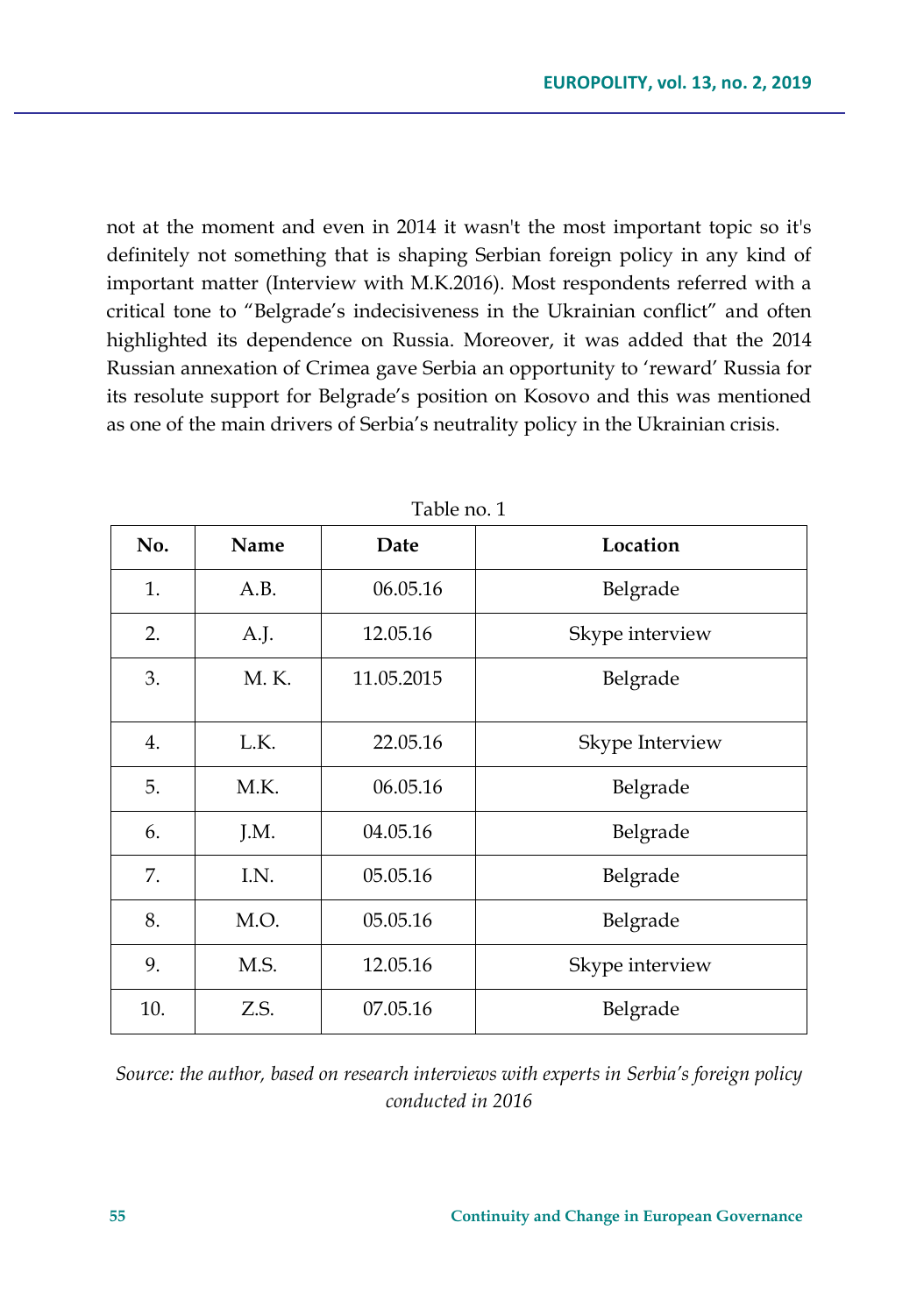not at the moment and even in 2014 it wasn't the most important topic so it's definitely not something that is shaping Serbian foreign policy in any kind of important matter (Interview with M.K.2016). Most respondents referred with a critical tone to "Belgrade's indecisiveness in the Ukrainian conflict" and often highlighted its dependence on Russia. Moreover, it was added that the 2014 Russian annexation of Crimea gave Serbia an opportunity to 'reward' Russia for its resolute support for Belgrade's position on Kosovo and this was mentioned as one of the main drivers of Serbia's neutrality policy in the Ukrainian crisis.

Table no. 1

| No. | Name | Date | Location |
|---|---|---|---|
| 1. | A.B. | 06.05.16 | Belgrade |
| 2. | A.J. | 12.05.16 | Skype interview |
| 3. | M. K. | 11.05.2015 | Belgrade |
| 4. | L.K. | 22.05.16 | Skype Interview |
| 5. | M.K. | 06.05.16 | Belgrade |
| 6. | J.M. | 04.05.16 | Belgrade |
| 7. | I.N. | 05.05.16 | Belgrade |
| 8. | M.O. | 05.05.16 | Belgrade |
| 9. | M.S. | 12.05.16 | Skype interview |
| 10. | Z.S. | 07.05.16 | Belgrade |

*Source: the author, based on research interviews with experts in Serbia's foreign policy conducted in 2016*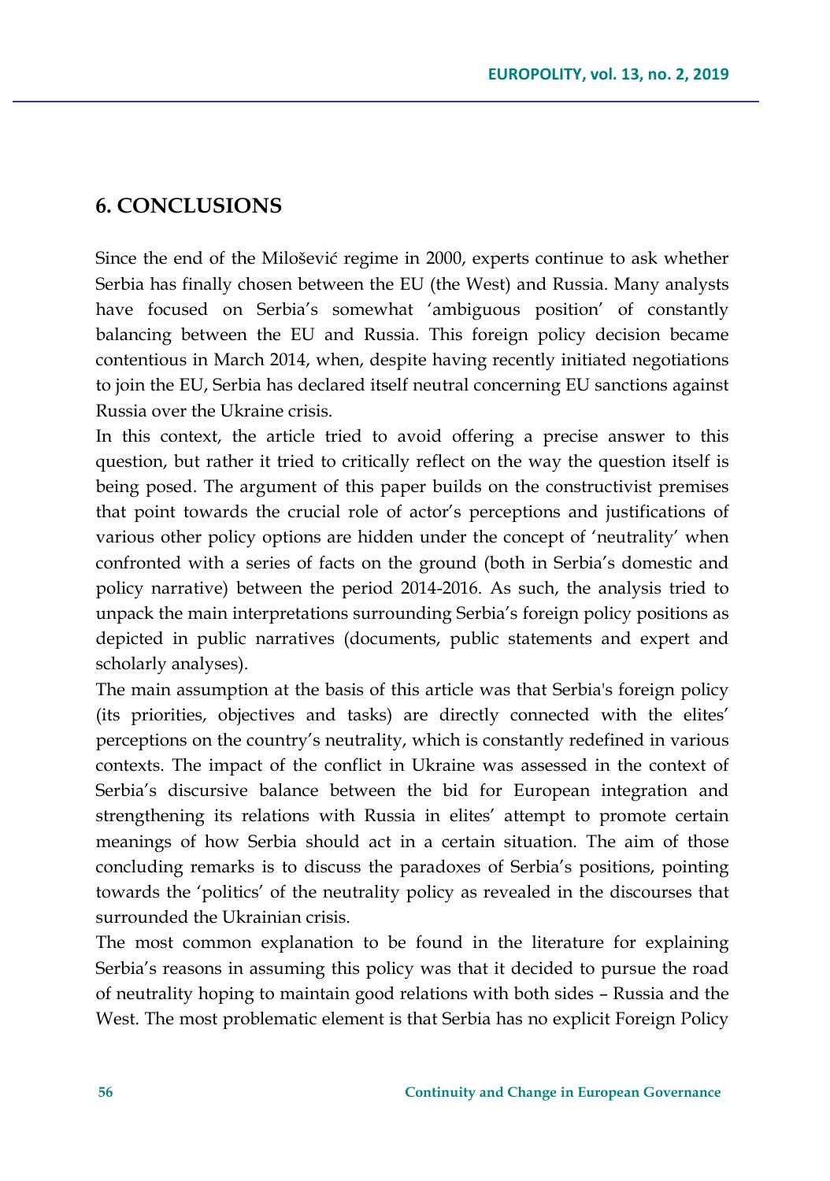## 6. CONCLUSIONS

Since the end of the Milošević regime in 2000, experts continue to ask whether Serbia has finally chosen between the EU (the West) and Russia. Many analysts have focused on Serbia's somewhat 'ambiguous position' of constantly balancing between the EU and Russia. This foreign policy decision became contentious in March 2014, when, despite having recently initiated negotiations to join the EU, Serbia has declared itself neutral concerning EU sanctions against Russia over the Ukraine crisis.

In this context, the article tried to avoid offering a precise answer to this question, but rather it tried to critically reflect on the way the question itself is being posed. The argument of this paper builds on the constructivist premises that point towards the crucial role of actor's perceptions and justifications of various other policy options are hidden under the concept of 'neutrality' when confronted with a series of facts on the ground (both in Serbia's domestic and policy narrative) between the period 2014-2016. As such, the analysis tried to unpack the main interpretations surrounding Serbia's foreign policy positions as depicted in public narratives (documents, public statements and expert and scholarly analyses).

The main assumption at the basis of this article was that Serbia's foreign policy (its priorities, objectives and tasks) are directly connected with the elites' perceptions on the country's neutrality, which is constantly redefined in various contexts. The impact of the conflict in Ukraine was assessed in the context of Serbia's discursive balance between the bid for European integration and strengthening its relations with Russia in elites' attempt to promote certain meanings of how Serbia should act in a certain situation. The aim of those concluding remarks is to discuss the paradoxes of Serbia's positions, pointing towards the 'politics' of the neutrality policy as revealed in the discourses that surrounded the Ukrainian crisis.

The most common explanation to be found in the literature for explaining Serbia's reasons in assuming this policy was that it decided to pursue the road of neutrality hoping to maintain good relations with both sides – Russia and the West. The most problematic element is that Serbia has no explicit Foreign Policy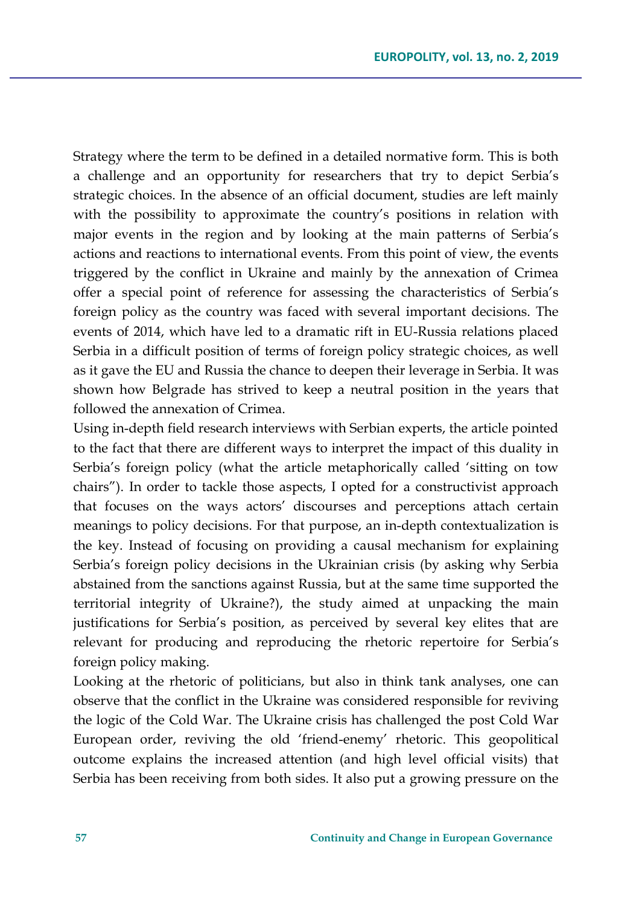Strategy where the term to be defined in a detailed normative form. This is both a challenge and an opportunity for researchers that try to depict Serbia's strategic choices. In the absence of an official document, studies are left mainly with the possibility to approximate the country's positions in relation with major events in the region and by looking at the main patterns of Serbia's actions and reactions to international events. From this point of view, the events triggered by the conflict in Ukraine and mainly by the annexation of Crimea offer a special point of reference for assessing the characteristics of Serbia's foreign policy as the country was faced with several important decisions. The events of 2014, which have led to a dramatic rift in EU-Russia relations placed Serbia in a difficult position of terms of foreign policy strategic choices, as well as it gave the EU and Russia the chance to deepen their leverage in Serbia. It was shown how Belgrade has strived to keep a neutral position in the years that followed the annexation of Crimea.

Using in-depth field research interviews with Serbian experts, the article pointed to the fact that there are different ways to interpret the impact of this duality in Serbia's foreign policy (what the article metaphorically called 'sitting on tow chairs"). In order to tackle those aspects, I opted for a constructivist approach that focuses on the ways actors' discourses and perceptions attach certain meanings to policy decisions. For that purpose, an in-depth contextualization is the key. Instead of focusing on providing a causal mechanism for explaining Serbia's foreign policy decisions in the Ukrainian crisis (by asking why Serbia abstained from the sanctions against Russia, but at the same time supported the territorial integrity of Ukraine?), the study aimed at unpacking the main justifications for Serbia's position, as perceived by several key elites that are relevant for producing and reproducing the rhetoric repertoire for Serbia's foreign policy making.

Looking at the rhetoric of politicians, but also in think tank analyses, one can observe that the conflict in the Ukraine was considered responsible for reviving the logic of the Cold War. The Ukraine crisis has challenged the post Cold War European order, reviving the old 'friend-enemy' rhetoric. This geopolitical outcome explains the increased attention (and high level official visits) that Serbia has been receiving from both sides. It also put a growing pressure on the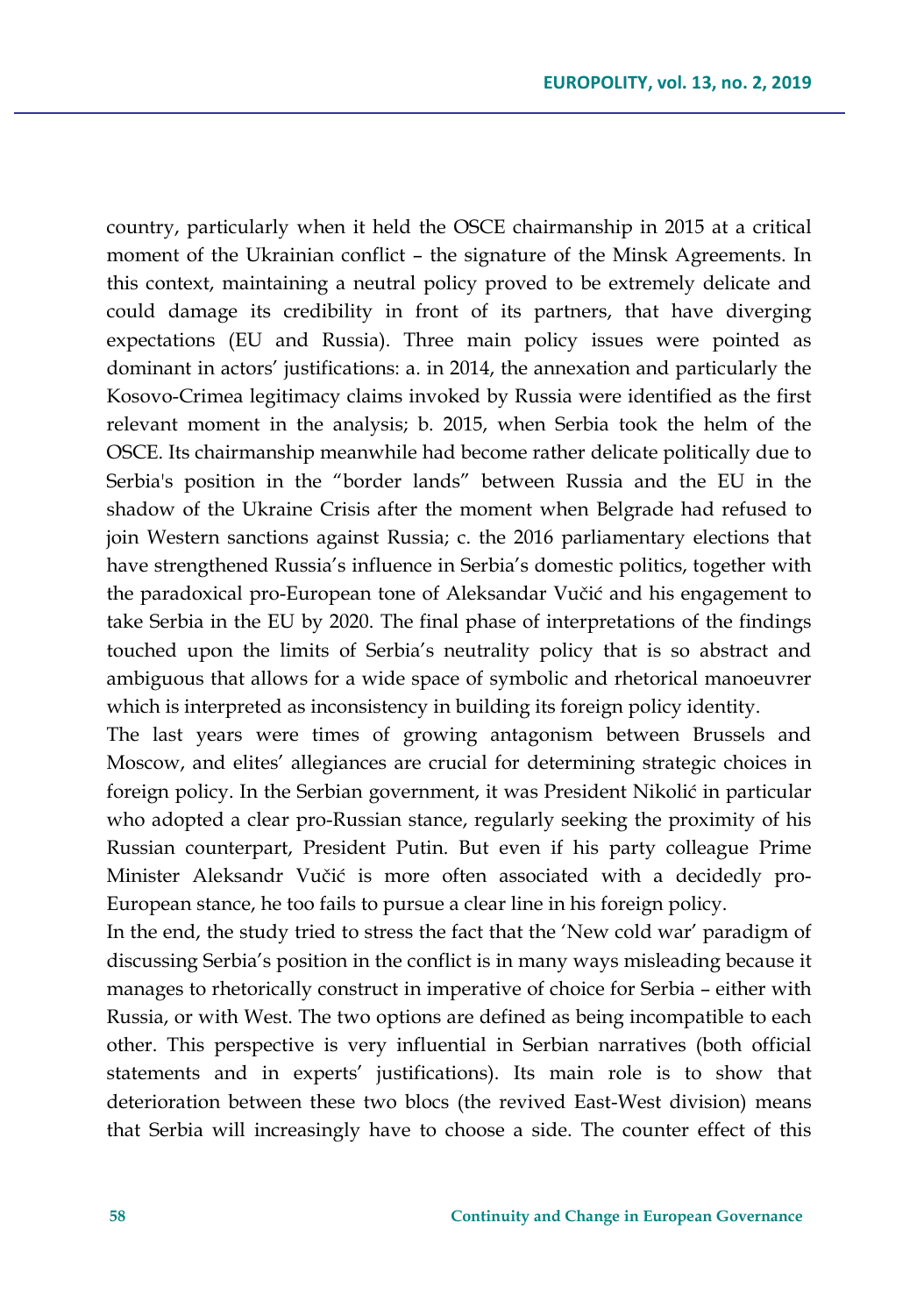country, particularly when it held the OSCE chairmanship in 2015 at a critical moment of the Ukrainian conflict – the signature of the Minsk Agreements. In this context, maintaining a neutral policy proved to be extremely delicate and could damage its credibility in front of its partners, that have diverging expectations (EU and Russia). Three main policy issues were pointed as dominant in actors' justifications: a. in 2014, the annexation and particularly the Kosovo-Crimea legitimacy claims invoked by Russia were identified as the first relevant moment in the analysis; b. 2015, when Serbia took the helm of the OSCE. Its chairmanship meanwhile had become rather delicate politically due to Serbia's position in the "border lands" between Russia and the EU in the shadow of the Ukraine Crisis after the moment when Belgrade had refused to join Western sanctions against Russia; c. the 2016 parliamentary elections that have strengthened Russia's influence in Serbia's domestic politics, together with the paradoxical pro-European tone of Aleksandar Vučić and his engagement to take Serbia in the EU by 2020. The final phase of interpretations of the findings touched upon the limits of Serbia's neutrality policy that is so abstract and ambiguous that allows for a wide space of symbolic and rhetorical manoeuvrer which is interpreted as inconsistency in building its foreign policy identity.

The last years were times of growing antagonism between Brussels and Moscow, and elites' allegiances are crucial for determining strategic choices in foreign policy. In the Serbian government, it was President Nikolić in particular who adopted a clear pro-Russian stance, regularly seeking the proximity of his Russian counterpart, President Putin. But even if his party colleague Prime Minister Aleksandr Vučić is more often associated with a decidedly pro-European stance, he too fails to pursue a clear line in his foreign policy.

In the end, the study tried to stress the fact that the 'New cold war' paradigm of discussing Serbia's position in the conflict is in many ways misleading because it manages to rhetorically construct in imperative of choice for Serbia – either with Russia, or with West. The two options are defined as being incompatible to each other. This perspective is very influential in Serbian narratives (both official statements and in experts' justifications). Its main role is to show that deterioration between these two blocs (the revived East-West division) means that Serbia will increasingly have to choose a side. The counter effect of this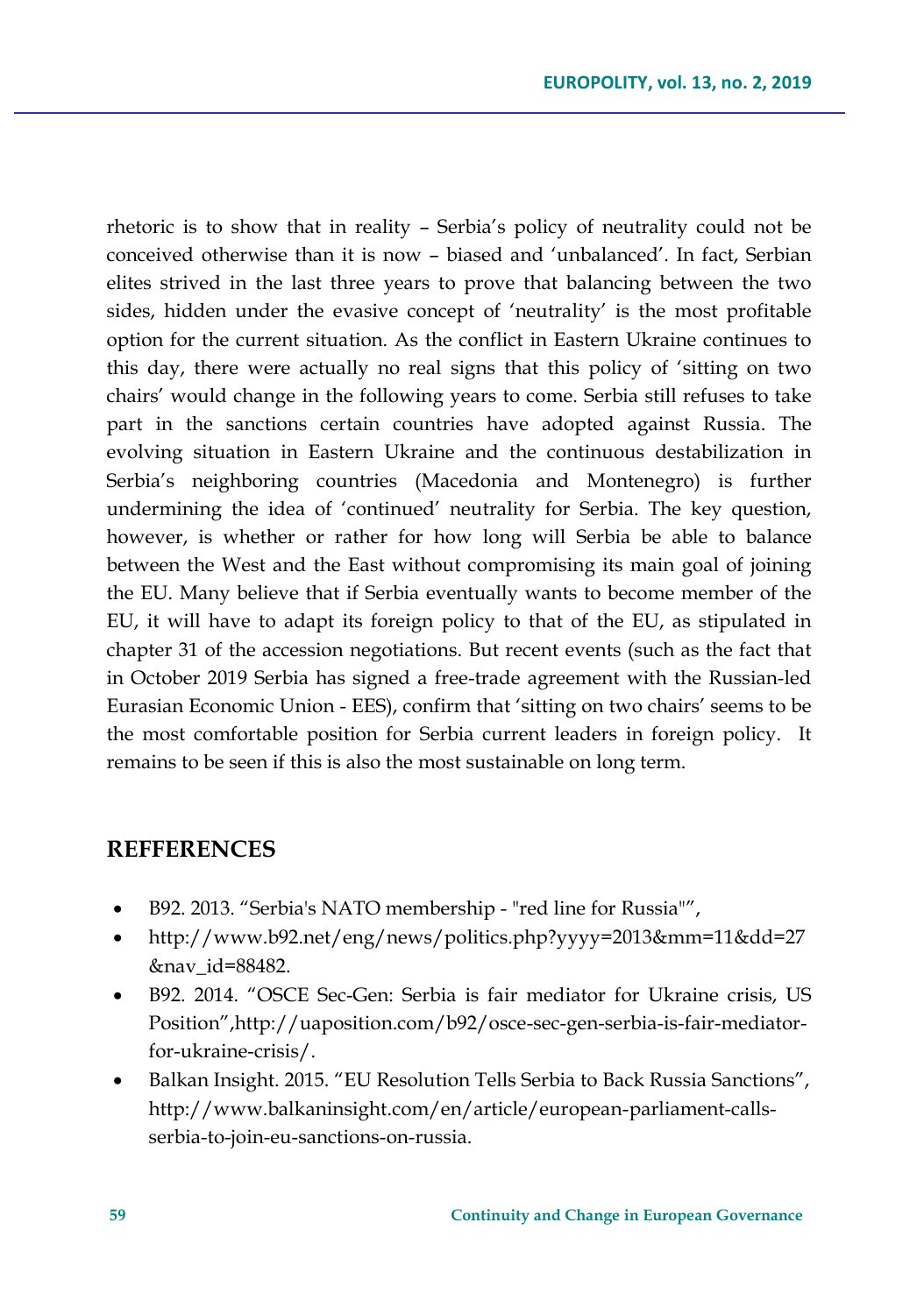rhetoric is to show that in reality – Serbia's policy of neutrality could not be conceived otherwise than it is now – biased and 'unbalanced'. In fact, Serbian elites strived in the last three years to prove that balancing between the two sides, hidden under the evasive concept of 'neutrality' is the most profitable option for the current situation. As the conflict in Eastern Ukraine continues to this day, there were actually no real signs that this policy of 'sitting on two chairs' would change in the following years to come. Serbia still refuses to take part in the sanctions certain countries have adopted against Russia. The evolving situation in Eastern Ukraine and the continuous destabilization in Serbia's neighboring countries (Macedonia and Montenegro) is further undermining the idea of 'continued' neutrality for Serbia. The key question, however, is whether or rather for how long will Serbia be able to balance between the West and the East without compromising its main goal of joining the EU. Many believe that if Serbia eventually wants to become member of the EU, it will have to adapt its foreign policy to that of the EU, as stipulated in chapter 31 of the accession negotiations. But recent events (such as the fact that in October 2019 Serbia has signed a free-trade agreement with the Russian-led Eurasian Economic Union - EES), confirm that 'sitting on two chairs' seems to be the most comfortable position for Serbia current leaders in foreign policy. It remains to be seen if this is also the most sustainable on long term.

## REFFERENCES

- B92. 2013. "Serbia's NATO membership - "red line for Russia"",
- http://www.b92.net/eng/news/politics.php?yyyy=2013&mm=11&dd=27&nav_id=88482.
- B92. 2014. "OSCE Sec-Gen: Serbia is fair mediator for Ukraine crisis, US Position",http://uaposition.com/b92/osce-sec-gen-serbia-is-fair-mediator-for-ukraine-crisis/.
- Balkan Insight. 2015. "EU Resolution Tells Serbia to Back Russia Sanctions", http://www.balkaninsight.com/en/article/european-parliament-calls-serbia-to-join-eu-sanctions-on-russia.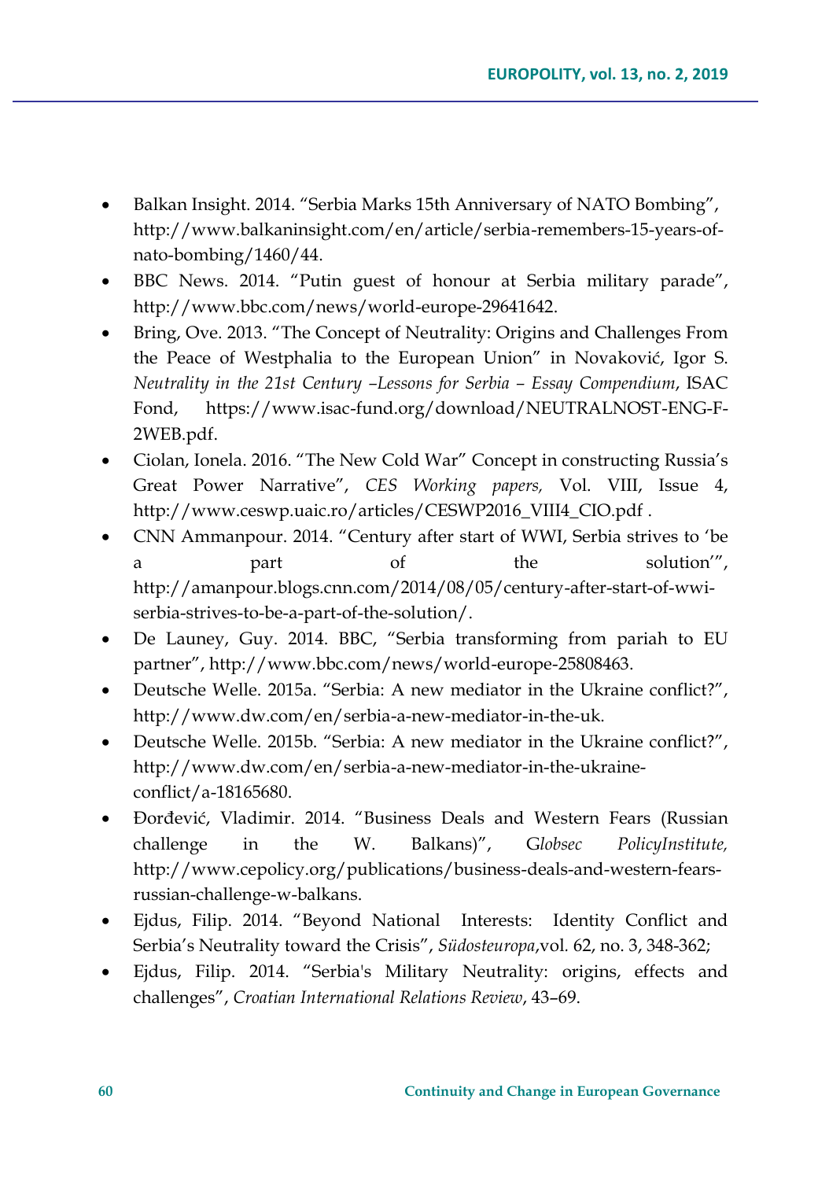- Balkan Insight. 2014. "Serbia Marks 15th Anniversary of NATO Bombing", http://www.balkaninsight.com/en/article/serbia-remembers-15-years-of-nato-bombing/1460/44.
- BBC News. 2014. "Putin guest of honour at Serbia military parade", http://www.bbc.com/news/world-europe-29641642.
- Bring, Ove. 2013. "The Concept of Neutrality: Origins and Challenges From the Peace of Westphalia to the European Union" in Novaković, Igor S. *Neutrality in the 21st Century –Lessons for Serbia – Essay Compendium*, ISAC Fond, https://www.isac-fund.org/download/NEUTRALNOST-ENG-F-2WEB.pdf.
- Ciolan, Ionela. 2016. "The New Cold War" Concept in constructing Russia's Great Power Narrative", *CES Working papers,* Vol. VIII, Issue 4, http://www.ceswp.uaic.ro/articles/CESWP2016_VIII4_CIO.pdf .
- CNN Ammanpour. 2014. "Century after start of WWI, Serbia strives to 'be a part of the solution'", http://amanpour.blogs.cnn.com/2014/08/05/century-after-start-of-wwi-serbia-strives-to-be-a-part-of-the-solution/.
- De Launey, Guy. 2014. BBC, "Serbia transforming from pariah to EU partner", http://www.bbc.com/news/world-europe-25808463.
- Deutsche Welle. 2015a. "Serbia: A new mediator in the Ukraine conflict?", http://www.dw.com/en/serbia-a-new-mediator-in-the-uk.
- Deutsche Welle. 2015b. "Serbia: A new mediator in the Ukraine conflict?", http://www.dw.com/en/serbia-a-new-mediator-in-the-ukraine-conflict/a-18165680.
- Đorđević, Vladimir. 2014. "Business Deals and Western Fears (Russian challenge in the W. Balkans)", G*lobsec PolicyInstitute,* http://www.cepolicy.org/publications/business-deals-and-western-fears-russian-challenge-w-balkans.
- Ejdus, Filip. 2014. "Beyond National Interests: Identity Conflict and Serbia's Neutrality toward the Crisis", *Südosteuropa*,vol. 62, no. 3, 348-362;
- Ejdus, Filip. 2014. "Serbia's Military Neutrality: origins, effects and challenges", *Croatian International Relations Review*, 43–69.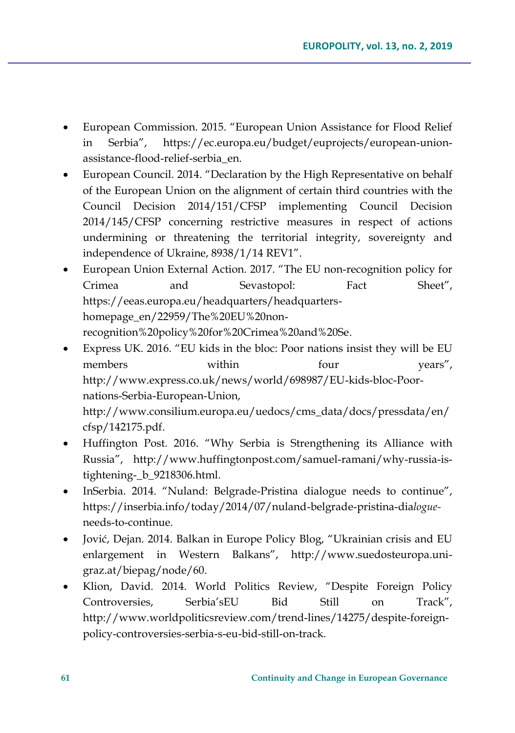- European Commission. 2015. "European Union Assistance for Flood Relief in Serbia", https://ec.europa.eu/budget/euprojects/european-union-assistance-flood-relief-serbia_en.
- European Council. 2014. "Declaration by the High Representative on behalf of the European Union on the alignment of certain third countries with the Council Decision 2014/151/CFSP implementing Council Decision 2014/145/CFSP concerning restrictive measures in respect of actions undermining or threatening the territorial integrity, sovereignty and independence of Ukraine, 8938/1/14 REV1".
- European Union External Action. 2017. "The EU non-recognition policy for Crimea and Sevastopol: Fact Sheet", https://eeas.europa.eu/headquarters/headquarters-homepage_en/22959/The%20EU%20non-recognition%20policy%20for%20Crimea%20and%20Se.
- Express UK. 2016. "EU kids in the bloc: Poor nations insist they will be EU members within four years", http://www.express.co.uk/news/world/698987/EU-kids-bloc-Poor-nations-Serbia-European-Union, http://www.consilium.europa.eu/uedocs/cms_data/docs/pressdata/en/cfsp/142175.pdf.
- Huffington Post. 2016. "Why Serbia is Strengthening its Alliance with Russia", http://www.huffingtonpost.com/samuel-ramani/why-russia-is-tightening-_b_9218306.html.
- InSerbia. 2014. "Nuland: Belgrade-Pristina dialogue needs to continue", https://inserbia.info/today/2014/07/nuland-belgrade-pristina-dia*logue*-needs-to-continue.
- Jović, Dejan. 2014. Balkan in Europe Policy Blog, "Ukrainian crisis and EU enlargement in Western Balkans", http://www.suedosteuropa.uni-graz.at/biepag/node/60.
- Klion, David. 2014. World Politics Review, "Despite Foreign Policy Controversies, Serbia'sEU Bid Still on Track", http://www.worldpoliticsreview.com/trend-lines/14275/despite-foreign-policy-controversies-serbia-s-eu-bid-still-on-track.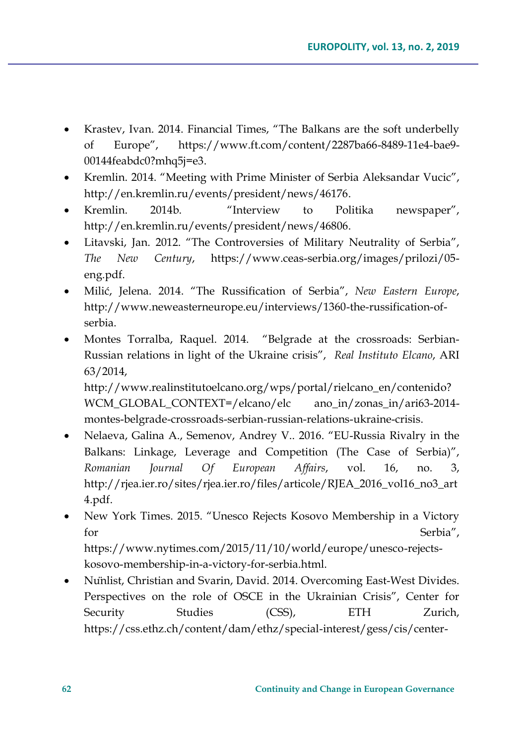- Krastev, Ivan. 2014. Financial Times, "The Balkans are the soft underbelly of Europe", https://www.ft.com/content/2287ba66-8489-11e4-bae9-00144feabdc0?mhq5j=e3.
- Kremlin. 2014. "Meeting with Prime Minister of Serbia Aleksandar Vucic", http://en.kremlin.ru/events/president/news/46176.
- Kremlin. 2014b. "Interview to Politika newspaper", http://en.kremlin.ru/events/president/news/46806.
- Litavski, Jan. 2012. "The Controversies of Military Neutrality of Serbia", *The New Century*, https://www.ceas-serbia.org/images/prilozi/05-eng.pdf.
- Milić, Jelena. 2014. "The Russification of Serbia", *New Eastern Europe*, http://www.neweasterneurope.eu/interviews/1360-the-russification-of-serbia.
- Montes Torralba, Raquel. 2014. "Belgrade at the crossroads: Serbian-Russian relations in light of the Ukraine crisis", *Real Instituto Elcano*, ARI 63/2014, http://www.realinstitutoelcano.org/wps/portal/rielcano_en/contenido?WCM_GLOBAL_CONTEXT=/elcano/elc ano_in/zonas_in/ari63-2014-montes-belgrade-crossroads-serbian-russian-relations-ukraine-crisis.
- Nelaeva, Galina A., Semenov, Andrey V.. 2016. "EU-Russia Rivalry in the Balkans: Linkage, Leverage and Competition (The Case of Serbia)", *Romanian Journal Of European Affairs*, vol. 16, no. 3, http://rjea.ier.ro/sites/rjea.ier.ro/files/articole/RJEA_2016_vol16_no3_art4.pdf.
- New York Times. 2015. "Unesco Rejects Kosovo Membership in a Victory for Serbia", https://www.nytimes.com/2015/11/10/world/europe/unesco-rejects-kosovo-membership-in-a-victory-for-serbia.html.
- Nünlist, Christian and Svarin, David. 2014. Overcoming East-West Divides. Perspectives on the role of OSCE in the Ukrainian Crisis", Center for Security Studies (CSS), ETH Zurich, https://css.ethz.ch/content/dam/ethz/special-interest/gess/cis/center-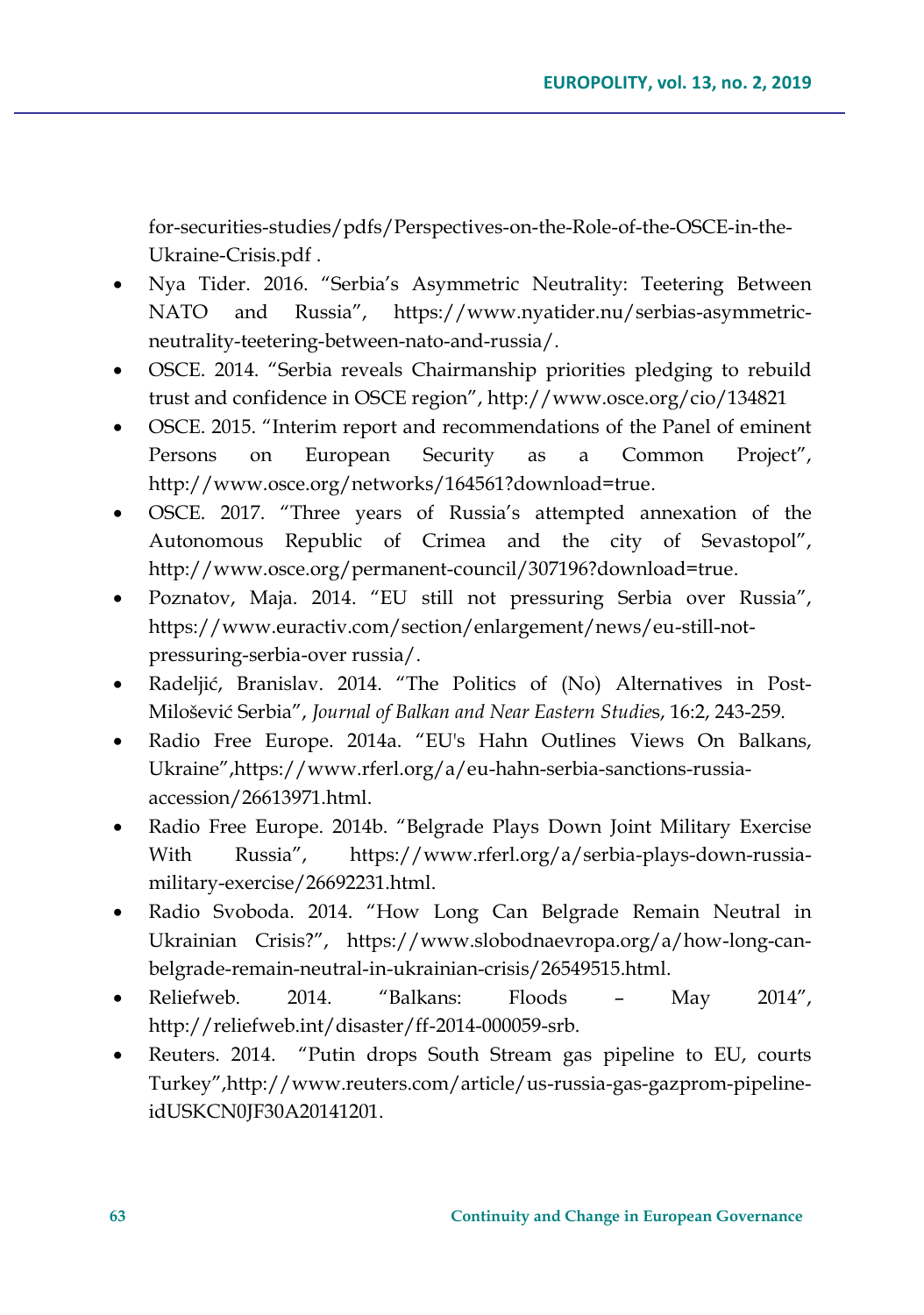for-securities-studies/pdfs/Perspectives-on-the-Role-of-the-OSCE-in-the-Ukraine-Crisis.pdf .

- Nya Tider. 2016. "Serbia's Asymmetric Neutrality: Teetering Between NATO and Russia", https://www.nyatider.nu/serbias-asymmetric-neutrality-teetering-between-nato-and-russia/.
- OSCE. 2014. "Serbia reveals Chairmanship priorities pledging to rebuild trust and confidence in OSCE region", http://www.osce.org/cio/134821
- OSCE. 2015. "Interim report and recommendations of the Panel of eminent Persons on European Security as a Common Project", http://www.osce.org/networks/164561?download=true.
- OSCE. 2017. "Three years of Russia's attempted annexation of the Autonomous Republic of Crimea and the city of Sevastopol", http://www.osce.org/permanent-council/307196?download=true.
- Poznatov, Maja. 2014. "EU still not pressuring Serbia over Russia", https://www.euractiv.com/section/enlargement/news/eu-still-not-pressuring-serbia-over russia/.
- Radeljić, Branislav. 2014. "The Politics of (No) Alternatives in Post-Milošević Serbia", *Journal of Balkan and Near Eastern Studies*, 16:2, 243-259.
- Radio Free Europe. 2014a. "EU's Hahn Outlines Views On Balkans, Ukraine",https://www.rferl.org/a/eu-hahn-serbia-sanctions-russia-accession/26613971.html.
- Radio Free Europe. 2014b. "Belgrade Plays Down Joint Military Exercise With Russia", https://www.rferl.org/a/serbia-plays-down-russia-military-exercise/26692231.html.
- Radio Svoboda. 2014. "How Long Can Belgrade Remain Neutral in Ukrainian Crisis?", https://www.slobodnaevropa.org/a/how-long-can-belgrade-remain-neutral-in-ukrainian-crisis/26549515.html.
- Reliefweb. 2014. "Balkans: Floods – May 2014", http://reliefweb.int/disaster/ff-2014-000059-srb.
- Reuters. 2014. "Putin drops South Stream gas pipeline to EU, courts Turkey",http://www.reuters.com/article/us-russia-gas-gazprom-pipeline-idUSKCN0JF30A20141201.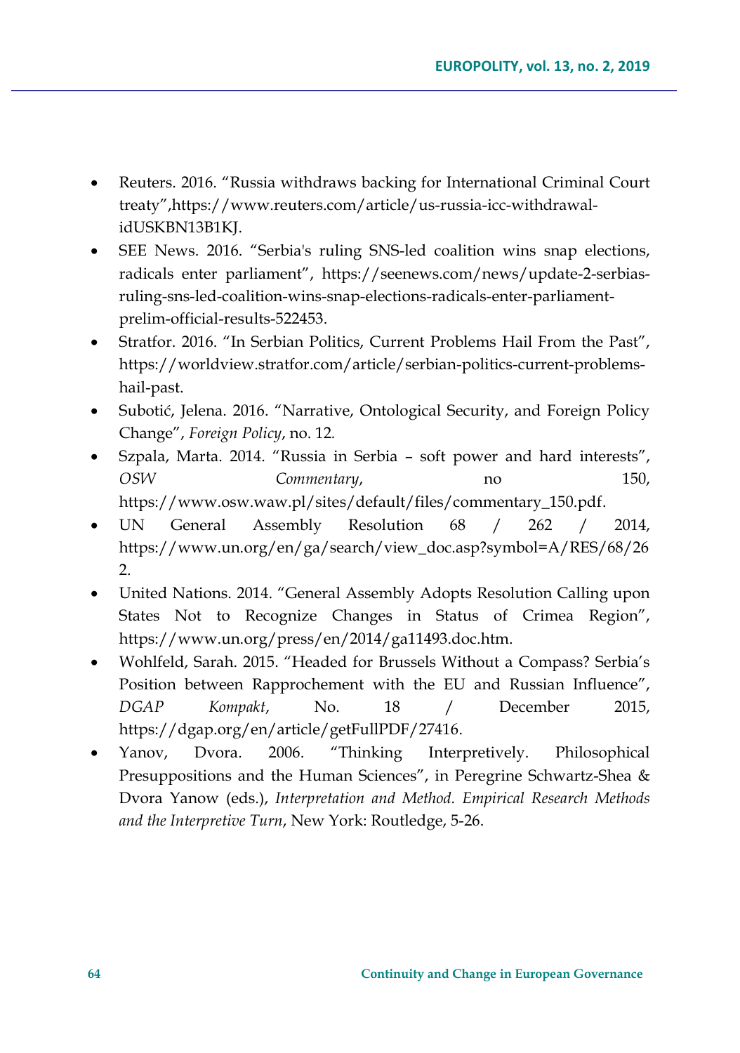- Reuters. 2016. "Russia withdraws backing for International Criminal Court treaty",https://www.reuters.com/article/us-russia-icc-withdrawal-idUSKBN13B1KJ.
- SEE News. 2016. "Serbia's ruling SNS-led coalition wins snap elections, radicals enter parliament", https://seenews.com/news/update-2-serbias-ruling-sns-led-coalition-wins-snap-elections-radicals-enter-parliament-prelim-official-results-522453.
- Stratfor. 2016. "In Serbian Politics, Current Problems Hail From the Past", https://worldview.stratfor.com/article/serbian-politics-current-problems-hail-past.
- Subotić, Jelena. 2016. "Narrative, Ontological Security, and Foreign Policy Change", *Foreign Policy*, no. 12.
- Szpala, Marta. 2014. "Russia in Serbia – soft power and hard interests", *OSW Commentary*, no 150, https://www.osw.waw.pl/sites/default/files/commentary_150.pdf.
- UN General Assembly Resolution 68 / 262 / 2014, https://www.un.org/en/ga/search/view_doc.asp?symbol=A/RES/68/262.
- United Nations. 2014. "General Assembly Adopts Resolution Calling upon States Not to Recognize Changes in Status of Crimea Region", https://www.un.org/press/en/2014/ga11493.doc.htm.
- Wohlfeld, Sarah. 2015. "Headed for Brussels Without a Compass? Serbia's Position between Rapprochement with the EU and Russian Influence", *DGAP Kompakt*, No. 18 / December 2015, https://dgap.org/en/article/getFullPDF/27416.
- Yanov, Dvora. 2006. "Thinking Interpretively. Philosophical Presuppositions and the Human Sciences", in Peregrine Schwartz-Shea & Dvora Yanow (eds.), *Interpretation and Method. Empirical Research Methods and the Interpretive Turn*, New York: Routledge, 5-26.